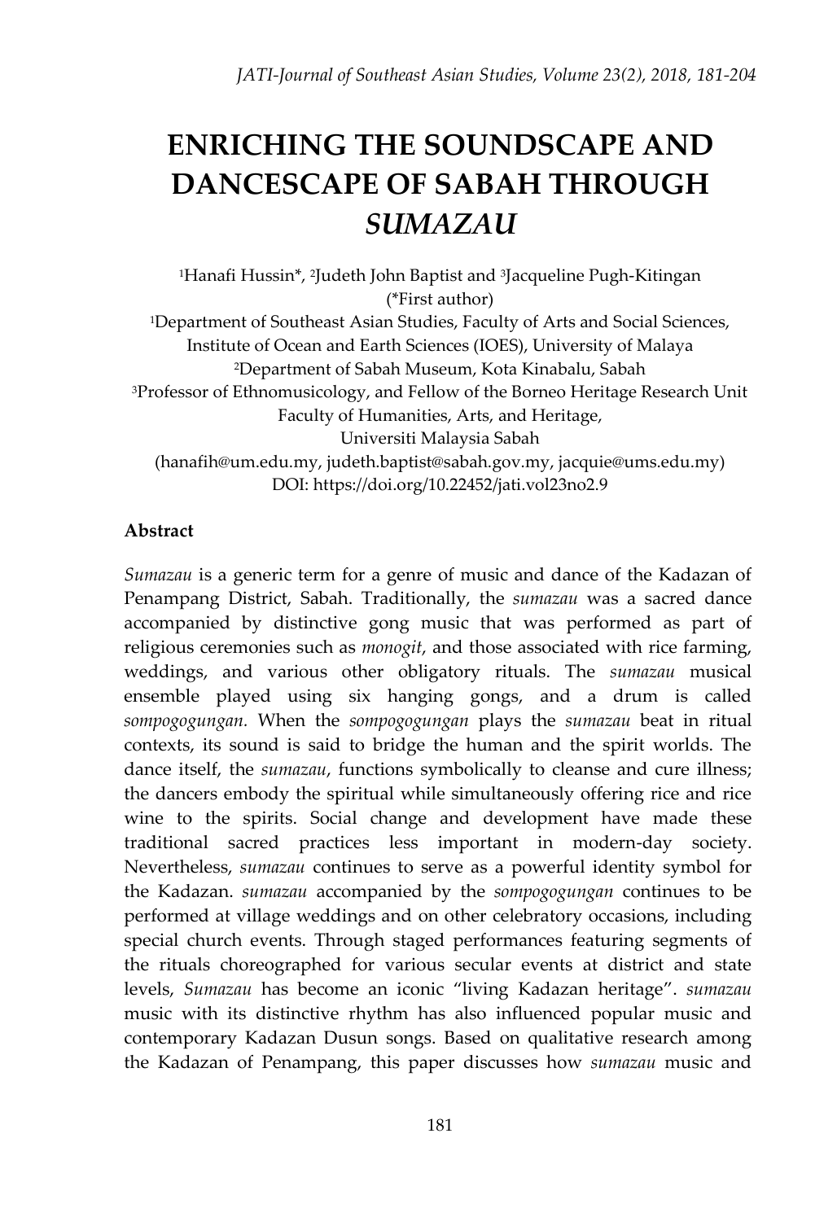# ENRICHING THE SOUNDSCAPE AND DANCESCAPE OF SABAH THROUGH *SUMAZAU*

[1]Hanafi Hussin*, [2]Judeth John Baptist and [3]Jacqueline Pugh-Kitingan
(*First author)
[1]Department of Southeast Asian Studies, Faculty of Arts and Social Sciences, Institute of Ocean and Earth Sciences (IOES), University of Malaya
[2]Department of Sabah Museum, Kota Kinabalu, Sabah
[3]Professor of Ethnomusicology, and Fellow of the Borneo Heritage Research Unit Faculty of Humanities, Arts, and Heritage, Universiti Malaysia Sabah
(hanafih@um.edu.my, judeth.baptist@sabah.gov.my, jacquie@ums.edu.my)
DOI: https://doi.org/10.22452/jati.vol23no2.9

### Abstract

*Sumazau* is a generic term for a genre of music and dance of the Kadazan of Penampang District, Sabah. Traditionally, the *sumazau* was a sacred dance accompanied by distinctive gong music that was performed as part of religious ceremonies such as *monogit*, and those associated with rice farming, weddings, and various other obligatory rituals. The *sumazau* musical ensemble played using six hanging gongs, and a drum is called *sompogogungan.* When the *sompogogungan* plays the *sumazau* beat in ritual contexts, its sound is said to bridge the human and the spirit worlds. The dance itself, the *sumazau*, functions symbolically to cleanse and cure illness; the dancers embody the spiritual while simultaneously offering rice and rice wine to the spirits. Social change and development have made these traditional sacred practices less important in modern-day society. Nevertheless, *sumazau* continues to serve as a powerful identity symbol for the Kadazan. *sumazau* accompanied by the *sompogogungan* continues to be performed at village weddings and on other celebratory occasions, including special church events. Through staged performances featuring segments of the rituals choreographed for various secular events at district and state levels, *Sumazau* has become an iconic "living Kadazan heritage". *sumazau* music with its distinctive rhythm has also influenced popular music and contemporary Kadazan Dusun songs. Based on qualitative research among the Kadazan of Penampang, this paper discusses how *sumazau* music and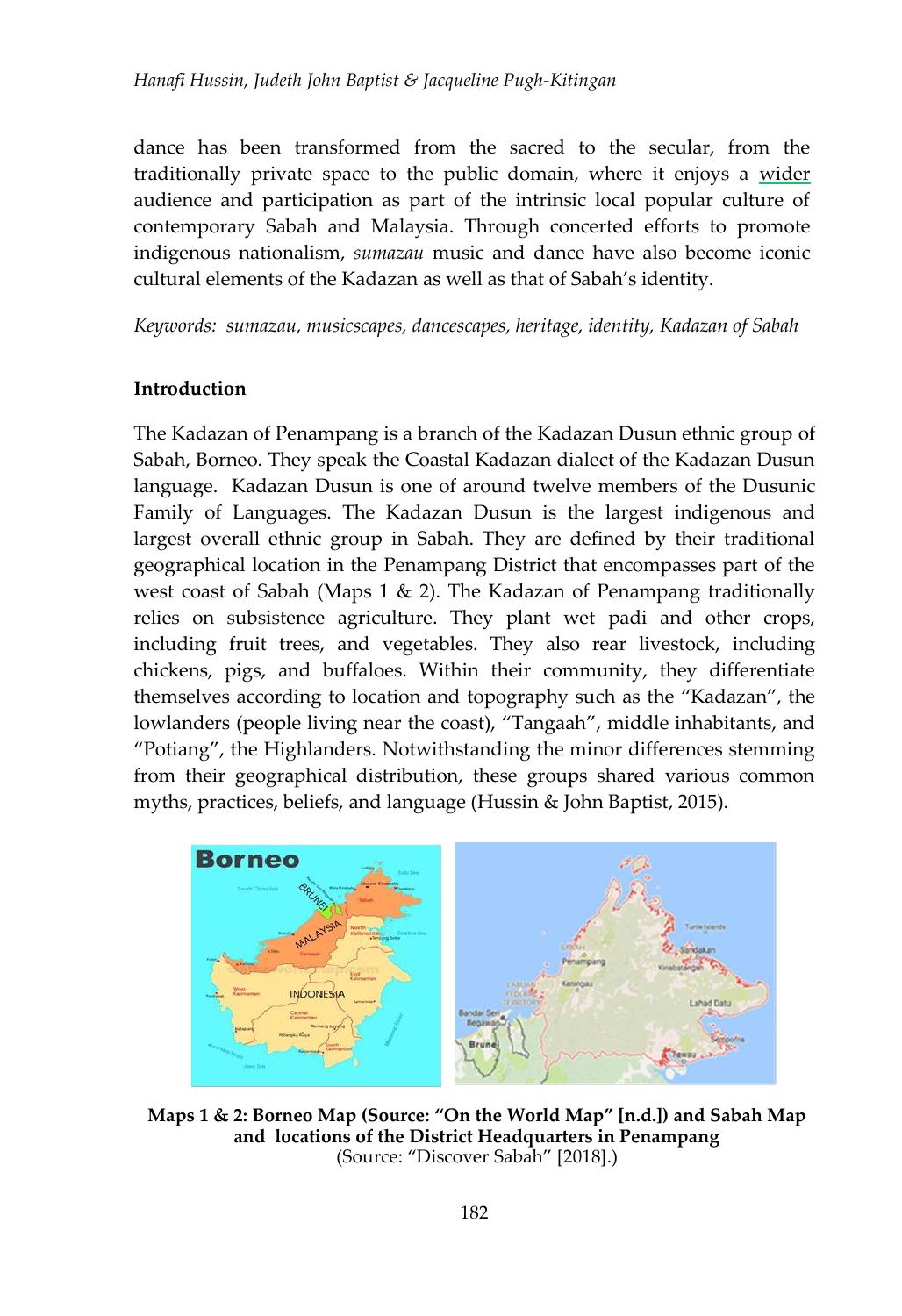dance has been transformed from the sacred to the secular, from the traditionally private space to the public domain, where it enjoys a wider audience and participation as part of the intrinsic local popular culture of contemporary Sabah and Malaysia. Through concerted efforts to promote indigenous nationalism, *sumazau* music and dance have also become iconic cultural elements of the Kadazan as well as that of Sabah's identity.

*Keywords: sumazau, musicscapes, dancescapes, heritage, identity, Kadazan of Sabah*

**Introduction**

The Kadazan of Penampang is a branch of the Kadazan Dusun ethnic group of Sabah, Borneo. They speak the Coastal Kadazan dialect of the Kadazan Dusun language. Kadazan Dusun is one of around twelve members of the Dusunic Family of Languages. The Kadazan Dusun is the largest indigenous and largest overall ethnic group in Sabah. They are defined by their traditional geographical location in the Penampang District that encompasses part of the west coast of Sabah (Maps 1 & 2). The Kadazan of Penampang traditionally relies on subsistence agriculture. They plant wet padi and other crops, including fruit trees, and vegetables. They also rear livestock, including chickens, pigs, and buffaloes. Within their community, they differentiate themselves according to location and topography such as the "Kadazan", the lowlanders (people living near the coast), "Tangaah", middle inhabitants, and "Potiang", the Highlanders. Notwithstanding the minor differences stemming from their geographical distribution, these groups shared various common myths, practices, beliefs, and language (Hussin & John Baptist, 2015).

**Maps 1 & 2: Borneo Map (Source: "On the World Map" [n.d.]) and Sabah Map and locations of the District Headquarters in Penampang**
(Source: "Discover Sabah" [2018].)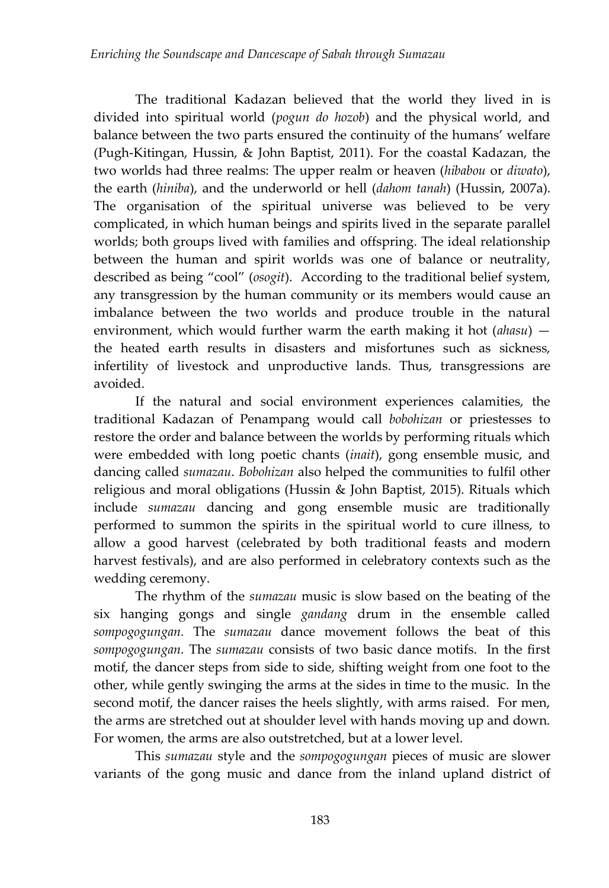The traditional Kadazan believed that the world they lived in is divided into spiritual world (*pogun do hozob*) and the physical world, and balance between the two parts ensured the continuity of the humans' welfare (Pugh-Kitingan, Hussin, & John Baptist, 2011). For the coastal Kadazan, the two worlds had three realms: The upper realm or heaven (*hibabou* or *diwato*), the earth (*hiniba*), and the underworld or hell (*dahom tanah*) (Hussin, 2007a). The organisation of the spiritual universe was believed to be very complicated, in which human beings and spirits lived in the separate parallel worlds; both groups lived with families and offspring. The ideal relationship between the human and spirit worlds was one of balance or neutrality, described as being "cool" (*osogit*). According to the traditional belief system, any transgression by the human community or its members would cause an imbalance between the two worlds and produce trouble in the natural environment, which would further warm the earth making it hot (*ahasu*) — the heated earth results in disasters and misfortunes such as sickness, infertility of livestock and unproductive lands. Thus, transgressions are avoided.

If the natural and social environment experiences calamities, the traditional Kadazan of Penampang would call *bobohizan* or priestesses to restore the order and balance between the worlds by performing rituals which were embedded with long poetic chants (*inait*), gong ensemble music, and dancing called *sumazau*. *Bobohizan* also helped the communities to fulfil other religious and moral obligations (Hussin & John Baptist, 2015). Rituals which include *sumazau* dancing and gong ensemble music are traditionally performed to summon the spirits in the spiritual world to cure illness, to allow a good harvest (celebrated by both traditional feasts and modern harvest festivals), and are also performed in celebratory contexts such as the wedding ceremony.

The rhythm of the *sumazau* music is slow based on the beating of the six hanging gongs and single *gandang* drum in the ensemble called *sompogogungan*. The *sumazau* dance movement follows the beat of this *sompogogungan*. The *sumazau* consists of two basic dance motifs. In the first motif, the dancer steps from side to side, shifting weight from one foot to the other, while gently swinging the arms at the sides in time to the music. In the second motif, the dancer raises the heels slightly, with arms raised. For men, the arms are stretched out at shoulder level with hands moving up and down. For women, the arms are also outstretched, but at a lower level.

This *sumazau* style and the *sompogogungan* pieces of music are slower variants of the gong music and dance from the inland upland district of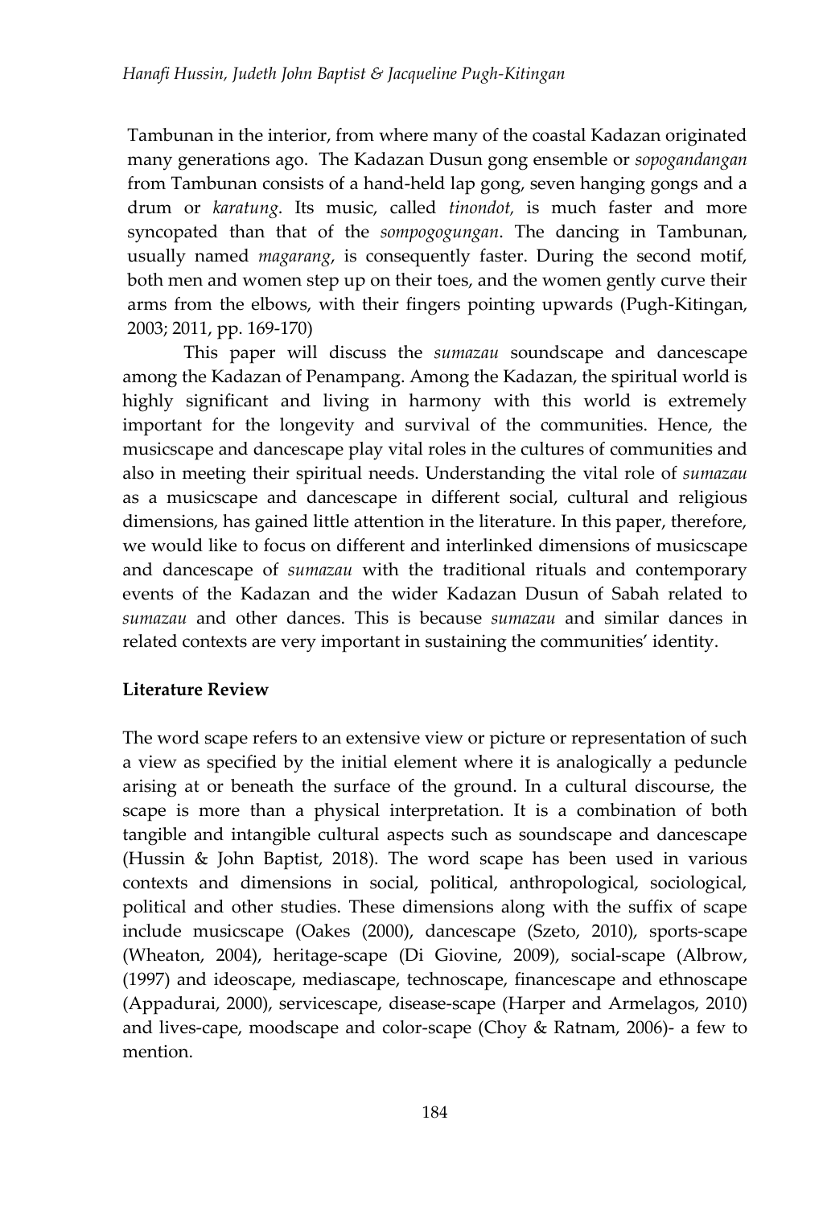Tambunan in the interior, from where many of the coastal Kadazan originated many generations ago. The Kadazan Dusun gong ensemble or *sopogandangan* from Tambunan consists of a hand-held lap gong, seven hanging gongs and a drum or *karatung*. Its music, called *tinondot,* is much faster and more syncopated than that of the *sompogogungan*. The dancing in Tambunan, usually named *magarang*, is consequently faster. During the second motif, both men and women step up on their toes, and the women gently curve their arms from the elbows, with their fingers pointing upwards (Pugh-Kitingan, 2003; 2011, pp. 169-170)

This paper will discuss the *sumazau* soundscape and dancescape among the Kadazan of Penampang. Among the Kadazan, the spiritual world is highly significant and living in harmony with this world is extremely important for the longevity and survival of the communities. Hence, the musicscape and dancescape play vital roles in the cultures of communities and also in meeting their spiritual needs. Understanding the vital role of *sumazau* as a musicscape and dancescape in different social, cultural and religious dimensions, has gained little attention in the literature. In this paper, therefore, we would like to focus on different and interlinked dimensions of musicscape and dancescape of *sumazau* with the traditional rituals and contemporary events of the Kadazan and the wider Kadazan Dusun of Sabah related to *sumazau* and other dances. This is because *sumazau* and similar dances in related contexts are very important in sustaining the communities' identity.

**Literature Review**

The word scape refers to an extensive view or picture or representation of such a view as specified by the initial element where it is analogically a peduncle arising at or beneath the surface of the ground. In a cultural discourse, the scape is more than a physical interpretation. It is a combination of both tangible and intangible cultural aspects such as soundscape and dancescape (Hussin & John Baptist, 2018). The word scape has been used in various contexts and dimensions in social, political, anthropological, sociological, political and other studies. These dimensions along with the suffix of scape include musicscape (Oakes (2000), dancescape (Szeto, 2010), sports-scape (Wheaton, 2004), heritage-scape (Di Giovine, 2009), social-scape (Albrow, (1997) and ideoscape, mediascape, technoscape, financescape and ethnoscape (Appadurai, 2000), servicescape, disease-scape (Harper and Armelagos, 2010) and lives-cape, moodscape and color-scape (Choy & Ratnam, 2006)- a few to mention.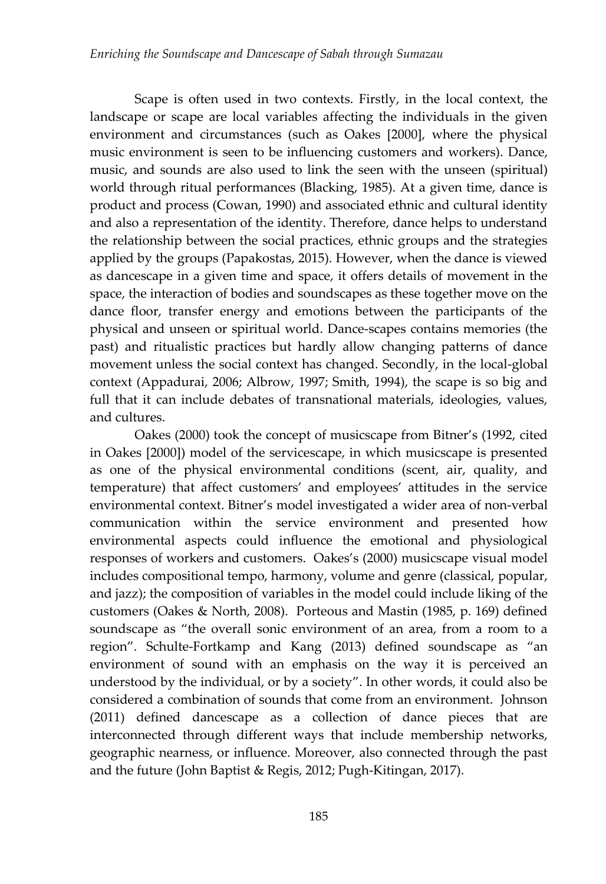Scape is often used in two contexts. Firstly, in the local context, the landscape or scape are local variables affecting the individuals in the given environment and circumstances (such as Oakes [2000], where the physical music environment is seen to be influencing customers and workers). Dance, music, and sounds are also used to link the seen with the unseen (spiritual) world through ritual performances (Blacking, 1985). At a given time, dance is product and process (Cowan, 1990) and associated ethnic and cultural identity and also a representation of the identity. Therefore, dance helps to understand the relationship between the social practices, ethnic groups and the strategies applied by the groups (Papakostas, 2015). However, when the dance is viewed as dancescape in a given time and space, it offers details of movement in the space, the interaction of bodies and soundscapes as these together move on the dance floor, transfer energy and emotions between the participants of the physical and unseen or spiritual world. Dance-scapes contains memories (the past) and ritualistic practices but hardly allow changing patterns of dance movement unless the social context has changed. Secondly, in the local-global context (Appadurai, 2006; Albrow, 1997; Smith, 1994), the scape is so big and full that it can include debates of transnational materials, ideologies, values, and cultures.

Oakes (2000) took the concept of musicscape from Bitner's (1992, cited in Oakes [2000]) model of the servicescape, in which musicscape is presented as one of the physical environmental conditions (scent, air, quality, and temperature) that affect customers' and employees' attitudes in the service environmental context. Bitner's model investigated a wider area of non-verbal communication within the service environment and presented how environmental aspects could influence the emotional and physiological responses of workers and customers. Oakes's (2000) musicscape visual model includes compositional tempo, harmony, volume and genre (classical, popular, and jazz); the composition of variables in the model could include liking of the customers (Oakes & North, 2008). Porteous and Mastin (1985, p. 169) defined soundscape as "the overall sonic environment of an area, from a room to a region". Schulte-Fortkamp and Kang (2013) defined soundscape as "an environment of sound with an emphasis on the way it is perceived an understood by the individual, or by a society". In other words, it could also be considered a combination of sounds that come from an environment. Johnson (2011) defined dancescape as a collection of dance pieces that are interconnected through different ways that include membership networks, geographic nearness, or influence. Moreover, also connected through the past and the future (John Baptist & Regis, 2012; Pugh-Kitingan, 2017).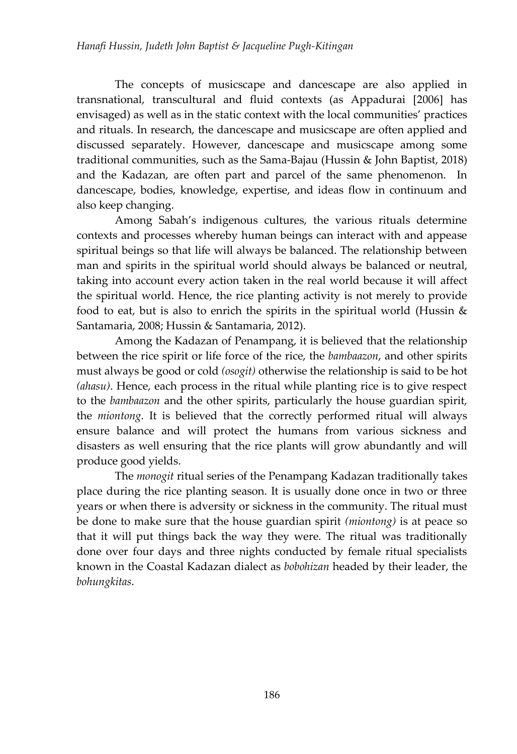The concepts of musicscape and dancescape are also applied in transnational, transcultural and fluid contexts (as Appadurai [2006] has envisaged) as well as in the static context with the local communities' practices and rituals. In research, the dancescape and musicscape are often applied and discussed separately. However, dancescape and musicscape among some traditional communities, such as the Sama-Bajau (Hussin & John Baptist, 2018) and the Kadazan, are often part and parcel of the same phenomenon. In dancescape, bodies, knowledge, expertise, and ideas flow in continuum and also keep changing.

Among Sabah's indigenous cultures, the various rituals determine contexts and processes whereby human beings can interact with and appease spiritual beings so that life will always be balanced. The relationship between man and spirits in the spiritual world should always be balanced or neutral, taking into account every action taken in the real world because it will affect the spiritual world. Hence, the rice planting activity is not merely to provide food to eat, but is also to enrich the spirits in the spiritual world (Hussin & Santamaria, 2008; Hussin & Santamaria, 2012).

Among the Kadazan of Penampang, it is believed that the relationship between the rice spirit or life force of the rice, the *bambaazon*, and other spirits must always be good or cold *(osogit)* otherwise the relationship is said to be hot *(ahasu)*. Hence, each process in the ritual while planting rice is to give respect to the *bambaazon* and the other spirits, particularly the house guardian spirit, the *miontong*. It is believed that the correctly performed ritual will always ensure balance and will protect the humans from various sickness and disasters as well ensuring that the rice plants will grow abundantly and will produce good yields.

The *monogit* ritual series of the Penampang Kadazan traditionally takes place during the rice planting season. It is usually done once in two or three years or when there is adversity or sickness in the community. The ritual must be done to make sure that the house guardian spirit *(miontong)* is at peace so that it will put things back the way they were. The ritual was traditionally done over four days and three nights conducted by female ritual specialists known in the Coastal Kadazan dialect as *bobohizan* headed by their leader, the *bohungkitas*.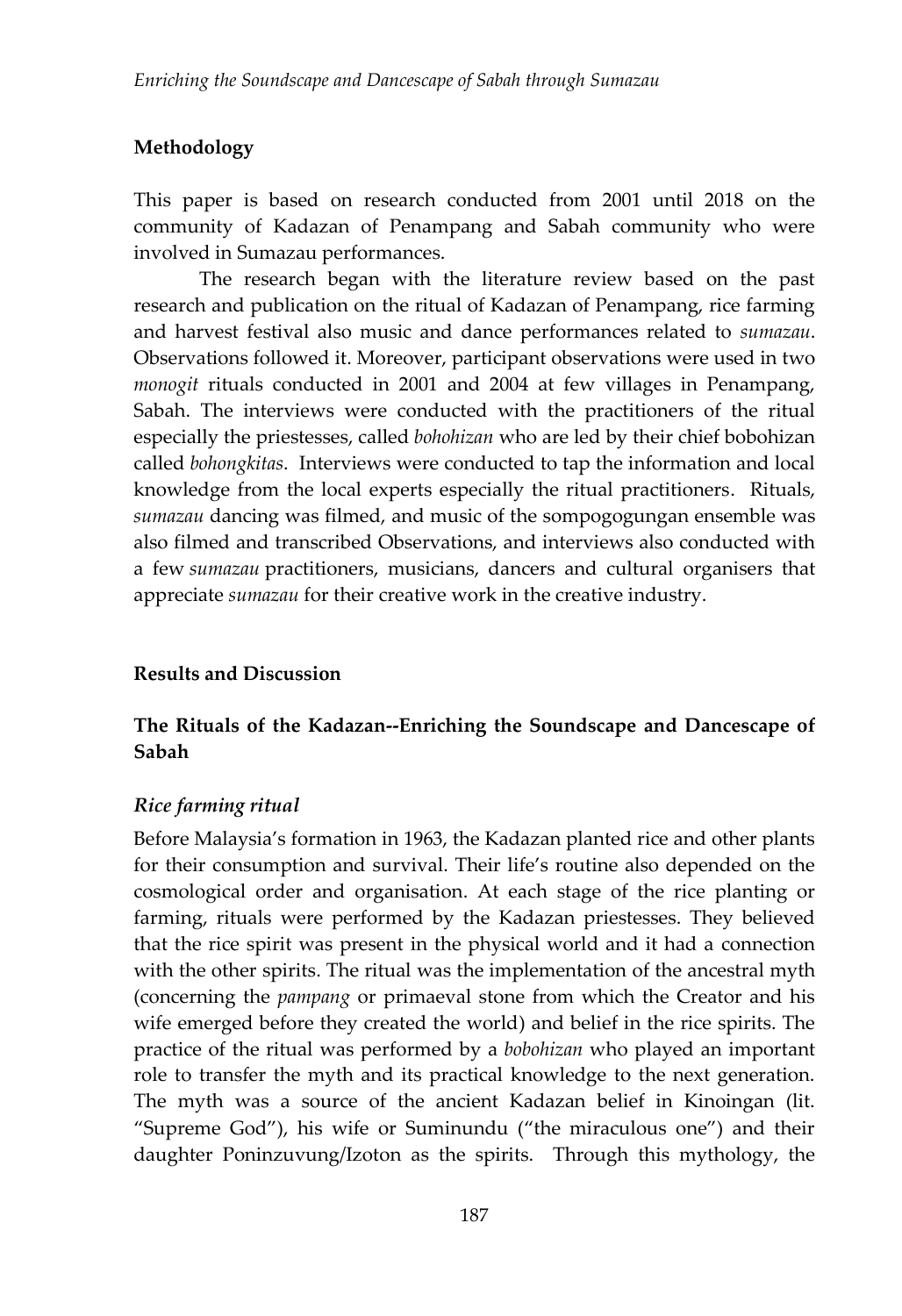## Methodology

This paper is based on research conducted from 2001 until 2018 on the community of Kadazan of Penampang and Sabah community who were involved in Sumazau performances.

The research began with the literature review based on the past research and publication on the ritual of Kadazan of Penampang, rice farming and harvest festival also music and dance performances related to *sumazau*. Observations followed it. Moreover, participant observations were used in two *monogit* rituals conducted in 2001 and 2004 at few villages in Penampang, Sabah. The interviews were conducted with the practitioners of the ritual especially the priestesses, called *bohohizan* who are led by their chief bobohizan called *bohongkitas*. Interviews were conducted to tap the information and local knowledge from the local experts especially the ritual practitioners. Rituals, *sumazau* dancing was filmed, and music of the sompogogungan ensemble was also filmed and transcribed Observations, and interviews also conducted with a few *sumazau* practitioners, musicians, dancers and cultural organisers that appreciate *sumazau* for their creative work in the creative industry.

## Results and Discussion

### The Rituals of the Kadazan--Enriching the Soundscape and Dancescape of Sabah

#### *Rice farming ritual*

Before Malaysia's formation in 1963, the Kadazan planted rice and other plants for their consumption and survival. Their life's routine also depended on the cosmological order and organisation. At each stage of the rice planting or farming, rituals were performed by the Kadazan priestesses. They believed that the rice spirit was present in the physical world and it had a connection with the other spirits. The ritual was the implementation of the ancestral myth (concerning the *pampang* or primaeval stone from which the Creator and his wife emerged before they created the world) and belief in the rice spirits. The practice of the ritual was performed by a *bobohizan* who played an important role to transfer the myth and its practical knowledge to the next generation. The myth was a source of the ancient Kadazan belief in Kinoingan (lit. "Supreme God"), his wife or Suminundu ("the miraculous one") and their daughter Poninzuvung/Izoton as the spirits. Through this mythology, the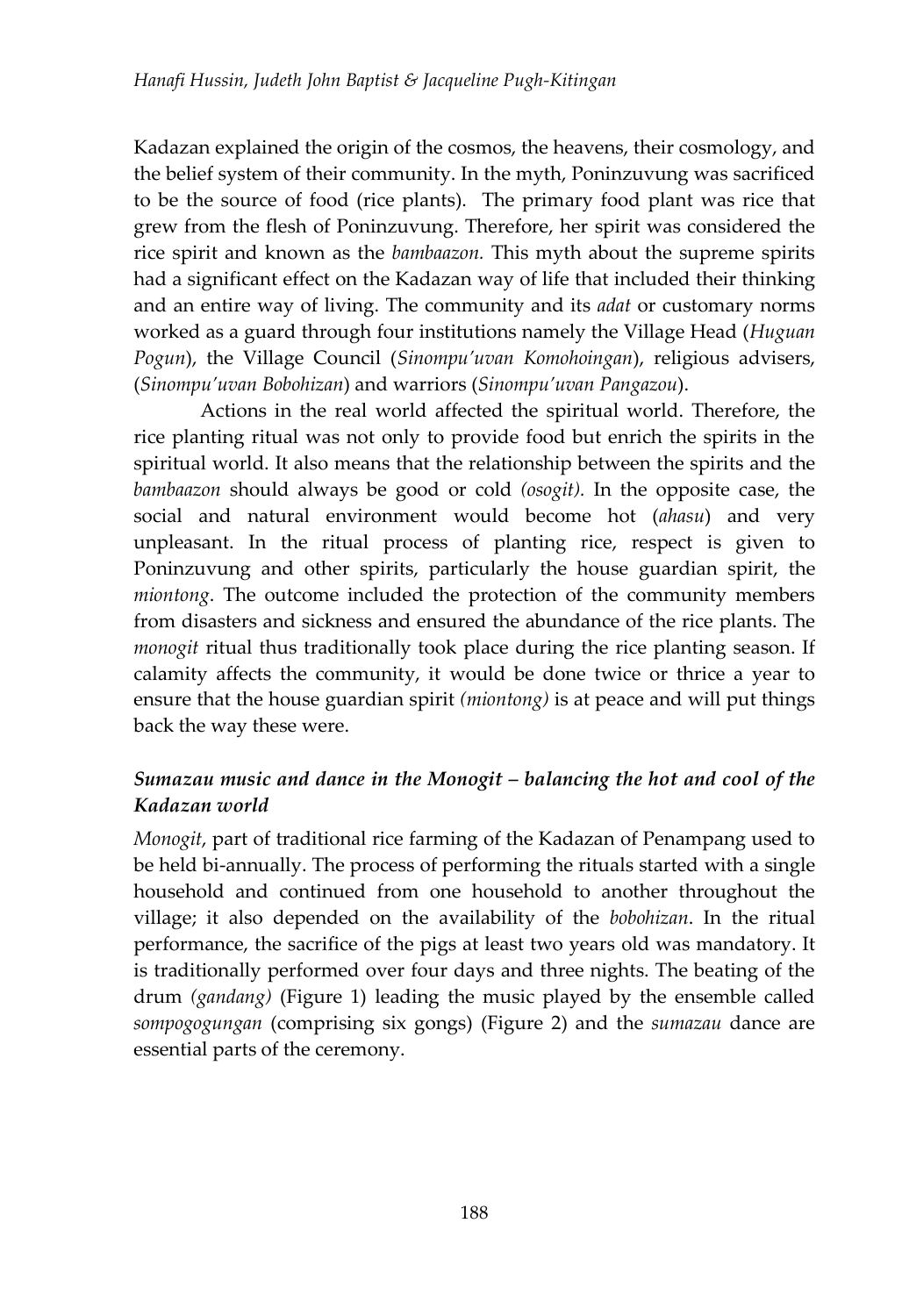Kadazan explained the origin of the cosmos, the heavens, their cosmology, and the belief system of their community. In the myth, Poninzuvung was sacrificed to be the source of food (rice plants). The primary food plant was rice that grew from the flesh of Poninzuvung. Therefore, her spirit was considered the rice spirit and known as the *bambaazon.* This myth about the supreme spirits had a significant effect on the Kadazan way of life that included their thinking and an entire way of living. The community and its *adat* or customary norms worked as a guard through four institutions namely the Village Head (*Huguan Pogun*), the Village Council (*Sinompu'uvan Komohoingan*), religious advisers, (*Sinompu'uvan Bobohizan*) and warriors (*Sinompu'uvan Pangazou*).

Actions in the real world affected the spiritual world. Therefore, the rice planting ritual was not only to provide food but enrich the spirits in the spiritual world. It also means that the relationship between the spirits and the *bambaazon* should always be good or cold *(osogit).* In the opposite case, the social and natural environment would become hot (*ahasu*) and very unpleasant. In the ritual process of planting rice, respect is given to Poninzuvung and other spirits, particularly the house guardian spirit, the *miontong*. The outcome included the protection of the community members from disasters and sickness and ensured the abundance of the rice plants. The *monogit* ritual thus traditionally took place during the rice planting season. If calamity affects the community, it would be done twice or thrice a year to ensure that the house guardian spirit *(miontong)* is at peace and will put things back the way these were.

### *Sumazau music and dance in the Monogit – balancing the hot and cool of the Kadazan world*

*Monogit*, part of traditional rice farming of the Kadazan of Penampang used to be held bi-annually. The process of performing the rituals started with a single household and continued from one household to another throughout the village; it also depended on the availability of the *bobohizan*. In the ritual performance, the sacrifice of the pigs at least two years old was mandatory. It is traditionally performed over four days and three nights. The beating of the drum *(gandang)* (Figure 1) leading the music played by the ensemble called *sompogogungan* (comprising six gongs) (Figure 2) and the *sumazau* dance are essential parts of the ceremony.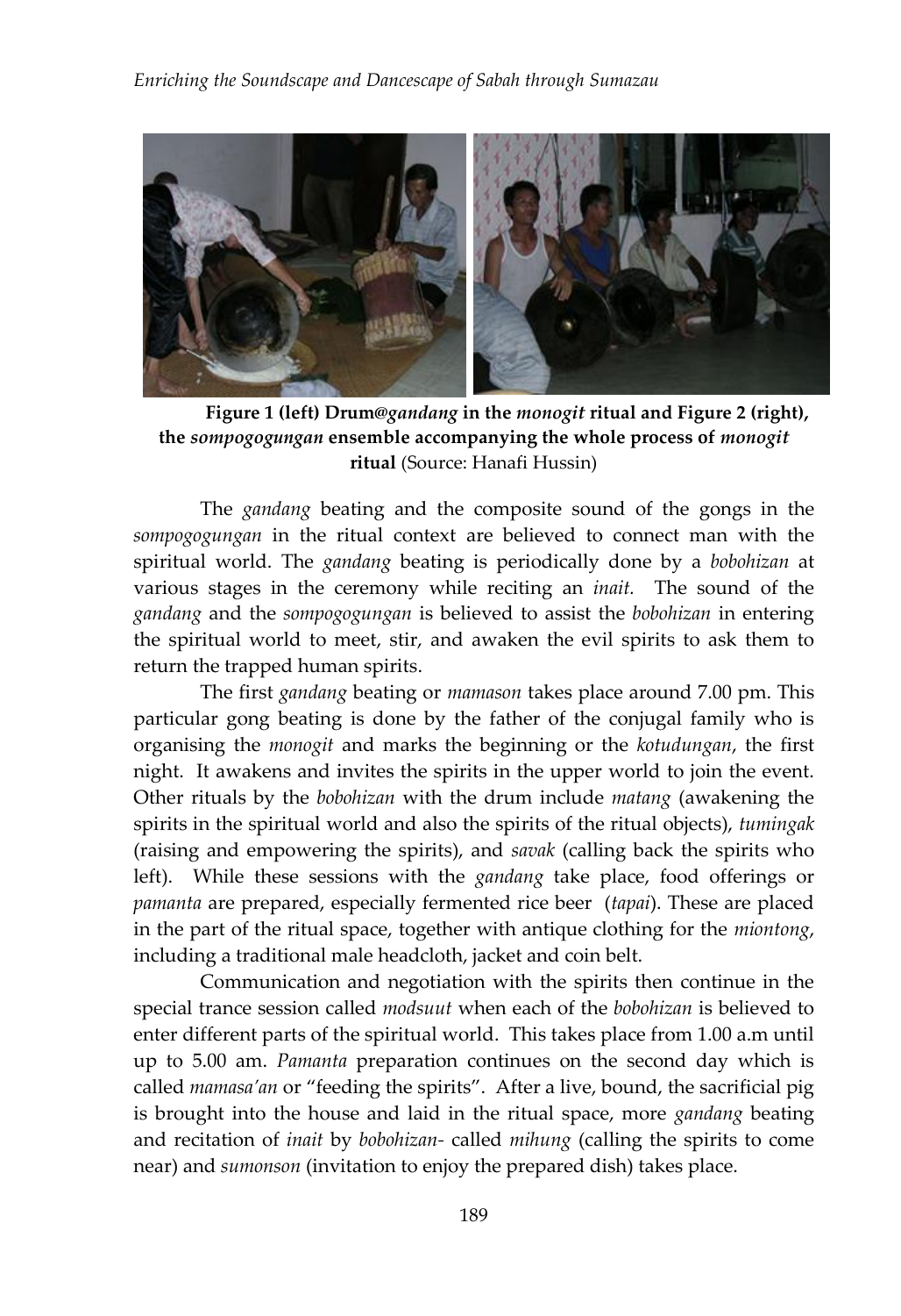**Figure 1 (left) Drum@*gandang* in the *monogit* ritual and Figure 2 (right), the *sompogogungan* ensemble accompanying the whole process of *monogit* ritual** (Source: Hanafi Hussin)

The *gandang* beating and the composite sound of the gongs in the *sompogogungan* in the ritual context are believed to connect man with the spiritual world. The *gandang* beating is periodically done by a *bobohizan* at various stages in the ceremony while reciting an *inait.* The sound of the *gandang* and the *sompogogungan* is believed to assist the *bobohizan* in entering the spiritual world to meet, stir, and awaken the evil spirits to ask them to return the trapped human spirits.

The first *gandang* beating or *mamason* takes place around 7.00 pm. This particular gong beating is done by the father of the conjugal family who is organising the *monogit* and marks the beginning or the *kotudungan*, the first night. It awakens and invites the spirits in the upper world to join the event. Other rituals by the *bobohizan* with the drum include *matang* (awakening the spirits in the spiritual world and also the spirits of the ritual objects), *tumingak* (raising and empowering the spirits), and *savak* (calling back the spirits who left). While these sessions with the *gandang* take place, food offerings or *pamanta* are prepared, especially fermented rice beer (*tapai*). These are placed in the part of the ritual space, together with antique clothing for the *miontong*, including a traditional male headcloth, jacket and coin belt.

Communication and negotiation with the spirits then continue in the special trance session called *modsuut* when each of the *bobohizan* is believed to enter different parts of the spiritual world. This takes place from 1.00 a.m until up to 5.00 am. *Pamanta* preparation continues on the second day which is called *mamasa'an* or "feeding the spirits". After a live, bound, the sacrificial pig is brought into the house and laid in the ritual space, more *gandang* beating and recitation of *inait* by *bobohizan-* called *mihung* (calling the spirits to come near) and *sumonson* (invitation to enjoy the prepared dish) takes place.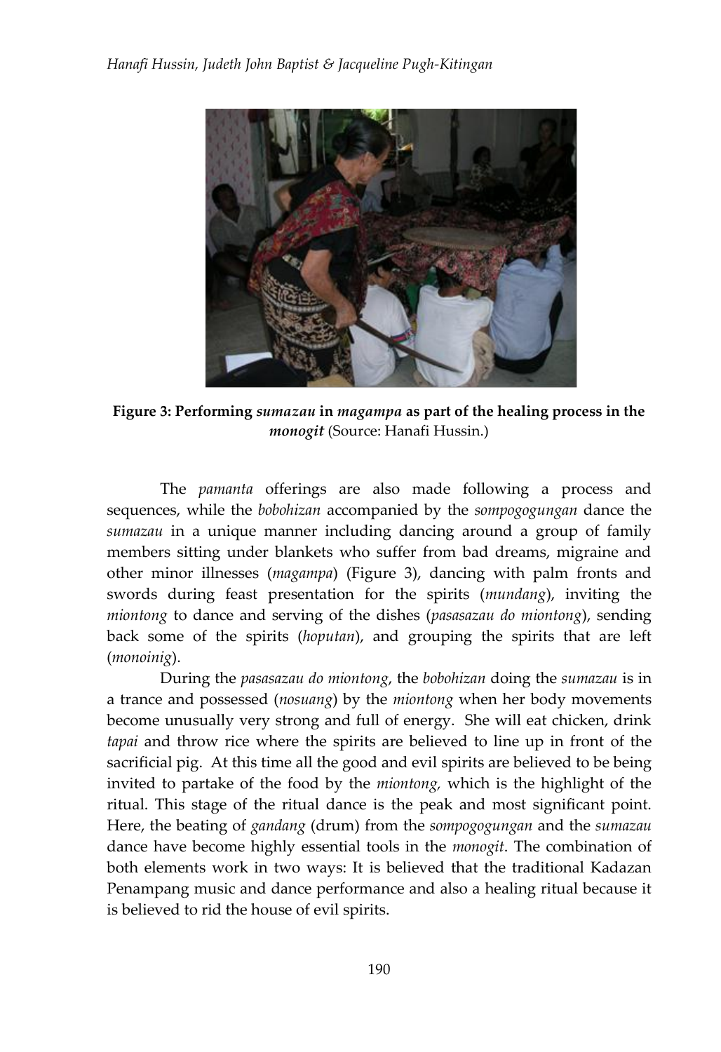**Figure 3: Performing *sumazau* in *magampa* as part of the healing process in the *monogit*** (Source: Hanafi Hussin.)

The *pamanta* offerings are also made following a process and sequences, while the *bobohizan* accompanied by the *sompogogungan* dance the *sumazau* in a unique manner including dancing around a group of family members sitting under blankets who suffer from bad dreams, migraine and other minor illnesses (*magampa*) (Figure 3), dancing with palm fronts and swords during feast presentation for the spirits (*mundang*), inviting the *miontong* to dance and serving of the dishes (*pasasazau do miontong*), sending back some of the spirits (*hoputan*), and grouping the spirits that are left (*monoinig*).

During the *pasasazau do miontong*, the *bobohizan* doing the *sumazau* is in a trance and possessed (*nosuang*) by the *miontong* when her body movements become unusually very strong and full of energy. She will eat chicken, drink *tapai* and throw rice where the spirits are believed to line up in front of the sacrificial pig. At this time all the good and evil spirits are believed to be being invited to partake of the food by the *miontong,* which is the highlight of the ritual. This stage of the ritual dance is the peak and most significant point. Here, the beating of *gandang* (drum) from the *sompogogungan* and the *sumazau* dance have become highly essential tools in the *monogit*. The combination of both elements work in two ways: It is believed that the traditional Kadazan Penampang music and dance performance and also a healing ritual because it is believed to rid the house of evil spirits.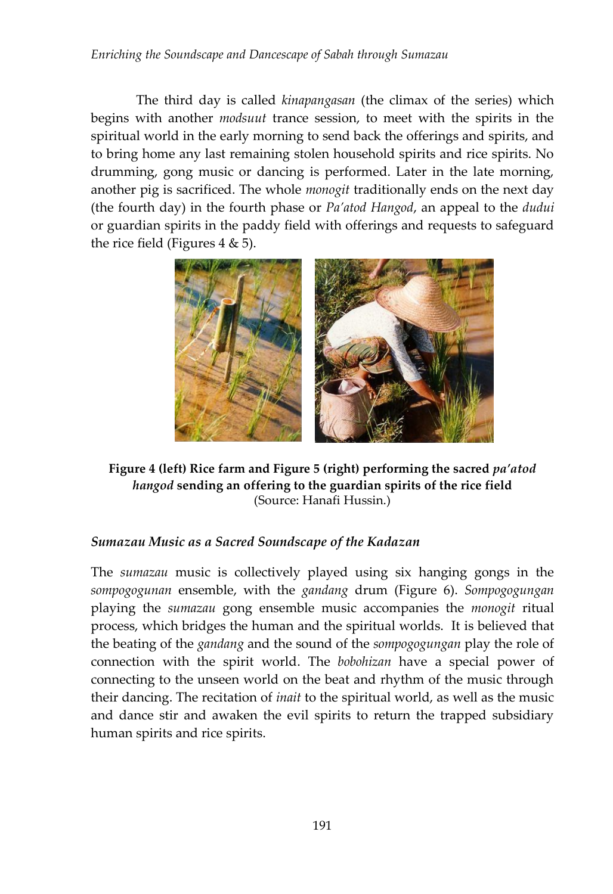The third day is called *kinapangasan* (the climax of the series) which begins with another *modsuut* trance session, to meet with the spirits in the spiritual world in the early morning to send back the offerings and spirits, and to bring home any last remaining stolen household spirits and rice spirits. No drumming, gong music or dancing is performed. Later in the late morning, another pig is sacrificed. The whole *monogit* traditionally ends on the next day (the fourth day) in the fourth phase or *Pa'atod Hangod*, an appeal to the *dudui* or guardian spirits in the paddy field with offerings and requests to safeguard the rice field (Figures 4 & 5).

**Figure 4 (left) Rice farm and Figure 5 (right) performing the sacred *pa'atod hangod* sending an offering to the guardian spirits of the rice field**
(Source: Hanafi Hussin.)

### *Sumazau Music as a Sacred Soundscape of the Kadazan*

The *sumazau* music is collectively played using six hanging gongs in the *sompogogunan* ensemble, with the *gandang* drum (Figure 6). *Sompogogungan* playing the *sumazau* gong ensemble music accompanies the *monogit* ritual process, which bridges the human and the spiritual worlds. It is believed that the beating of the *gandang* and the sound of the *sompogogungan* play the role of connection with the spirit world. The *bobohizan* have a special power of connecting to the unseen world on the beat and rhythm of the music through their dancing. The recitation of *inait* to the spiritual world, as well as the music and dance stir and awaken the evil spirits to return the trapped subsidiary human spirits and rice spirits.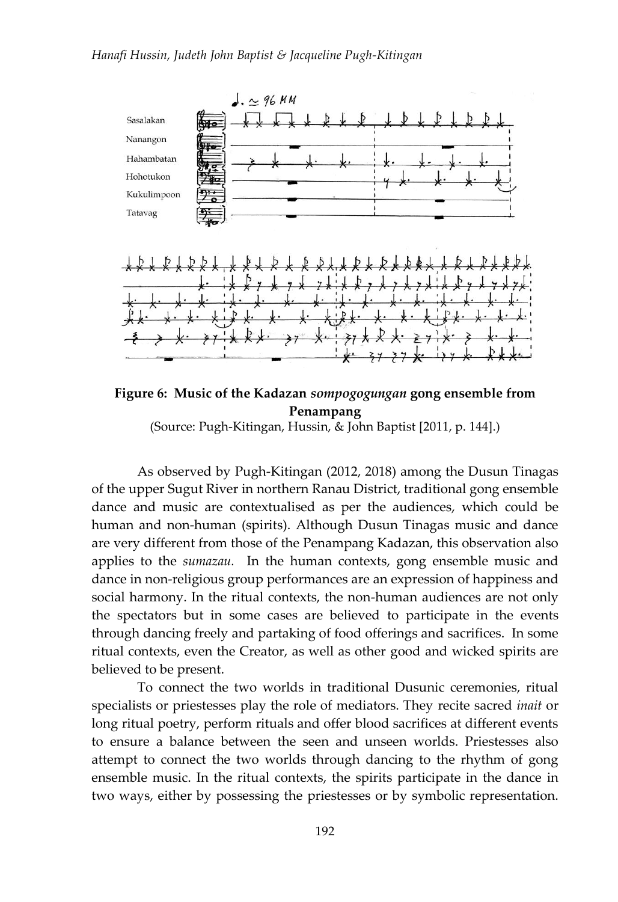**Figure 6: Music of the Kadazan *sompogogungan* gong ensemble from Penampang**
(Source: Pugh-Kitingan, Hussin, & John Baptist [2011, p. 144].)

As observed by Pugh-Kitingan (2012, 2018) among the Dusun Tinagas of the upper Sugut River in northern Ranau District, traditional gong ensemble dance and music are contextualised as per the audiences, which could be human and non-human (spirits). Although Dusun Tinagas music and dance are very different from those of the Penampang Kadazan, this observation also applies to the *sumazau.* In the human contexts, gong ensemble music and dance in non-religious group performances are an expression of happiness and social harmony. In the ritual contexts, the non-human audiences are not only the spectators but in some cases are believed to participate in the events through dancing freely and partaking of food offerings and sacrifices. In some ritual contexts, even the Creator, as well as other good and wicked spirits are believed to be present.

To connect the two worlds in traditional Dusunic ceremonies, ritual specialists or priestesses play the role of mediators. They recite sacred *inait* or long ritual poetry, perform rituals and offer blood sacrifices at different events to ensure a balance between the seen and unseen worlds. Priestesses also attempt to connect the two worlds through dancing to the rhythm of gong ensemble music. In the ritual contexts, the spirits participate in the dance in two ways, either by possessing the priestesses or by symbolic representation.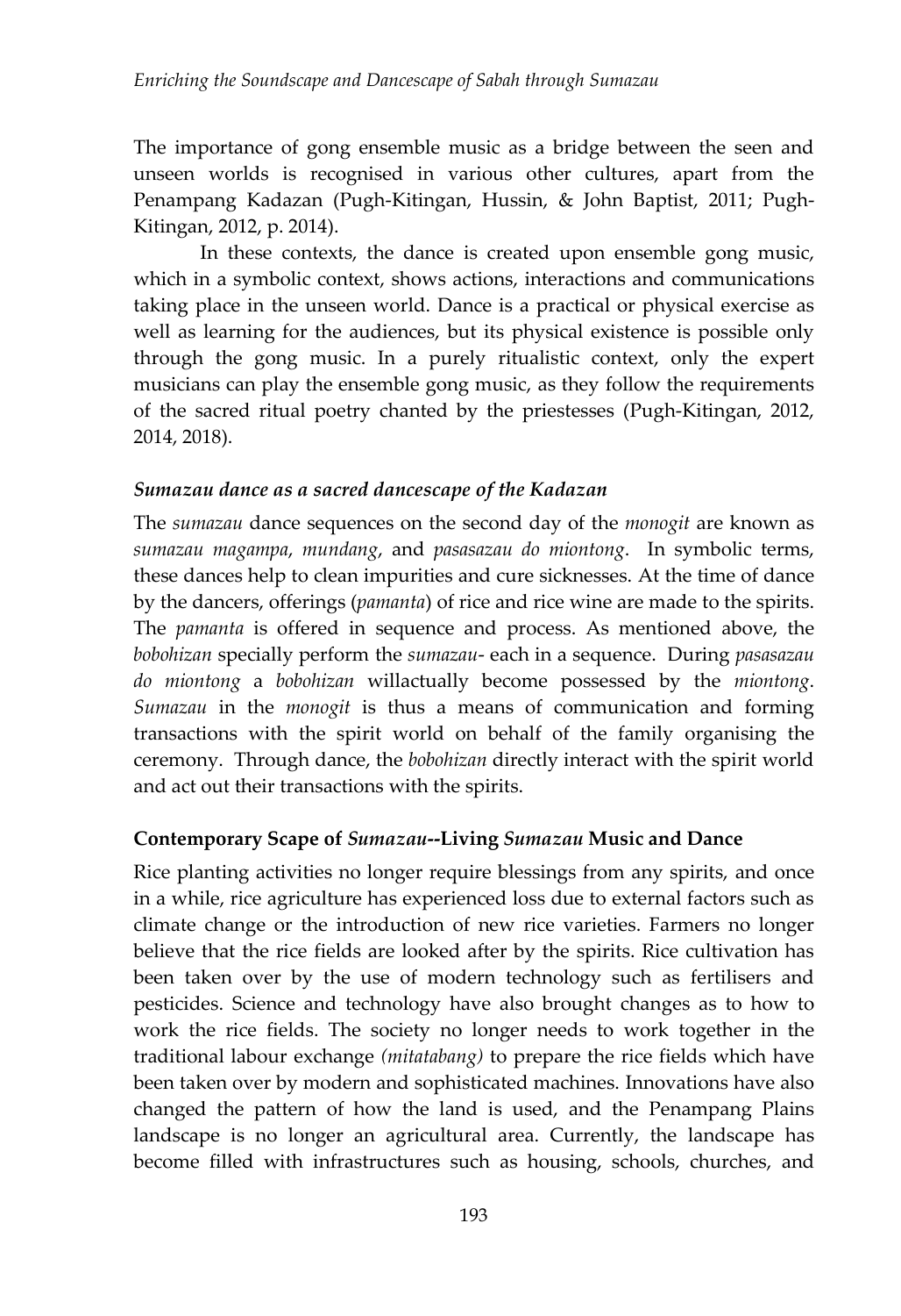The importance of gong ensemble music as a bridge between the seen and unseen worlds is recognised in various other cultures, apart from the Penampang Kadazan (Pugh-Kitingan, Hussin, & John Baptist, 2011; Pugh-Kitingan, 2012, p. 2014).

In these contexts, the dance is created upon ensemble gong music, which in a symbolic context, shows actions, interactions and communications taking place in the unseen world. Dance is a practical or physical exercise as well as learning for the audiences, but its physical existence is possible only through the gong music. In a purely ritualistic context, only the expert musicians can play the ensemble gong music, as they follow the requirements of the sacred ritual poetry chanted by the priestesses (Pugh-Kitingan, 2012, 2014, 2018).

### *Sumazau dance as a sacred dancescape of the Kadazan*

The *sumazau* dance sequences on the second day of the *monogit* are known as *sumazau magampa*, *mundang*, and *pasasazau do miontong*. In symbolic terms, these dances help to clean impurities and cure sicknesses. At the time of dance by the dancers, offerings (*pamanta*) of rice and rice wine are made to the spirits. The *pamanta* is offered in sequence and process. As mentioned above, the *bobohizan* specially perform the *sumazau*- each in a sequence. During *pasasazau do miontong* a *bobohizan* willactually become possessed by the *miontong*. *Sumazau* in the *monogit* is thus a means of communication and forming transactions with the spirit world on behalf of the family organising the ceremony. Through dance, the *bobohizan* directly interact with the spirit world and act out their transactions with the spirits.

## Contemporary Scape of *Sumazau*--Living *Sumazau* Music and Dance

Rice planting activities no longer require blessings from any spirits, and once in a while, rice agriculture has experienced loss due to external factors such as climate change or the introduction of new rice varieties. Farmers no longer believe that the rice fields are looked after by the spirits. Rice cultivation has been taken over by the use of modern technology such as fertilisers and pesticides. Science and technology have also brought changes as to how to work the rice fields. The society no longer needs to work together in the traditional labour exchange *(mitatabang)* to prepare the rice fields which have been taken over by modern and sophisticated machines. Innovations have also changed the pattern of how the land is used, and the Penampang Plains landscape is no longer an agricultural area. Currently, the landscape has become filled with infrastructures such as housing, schools, churches, and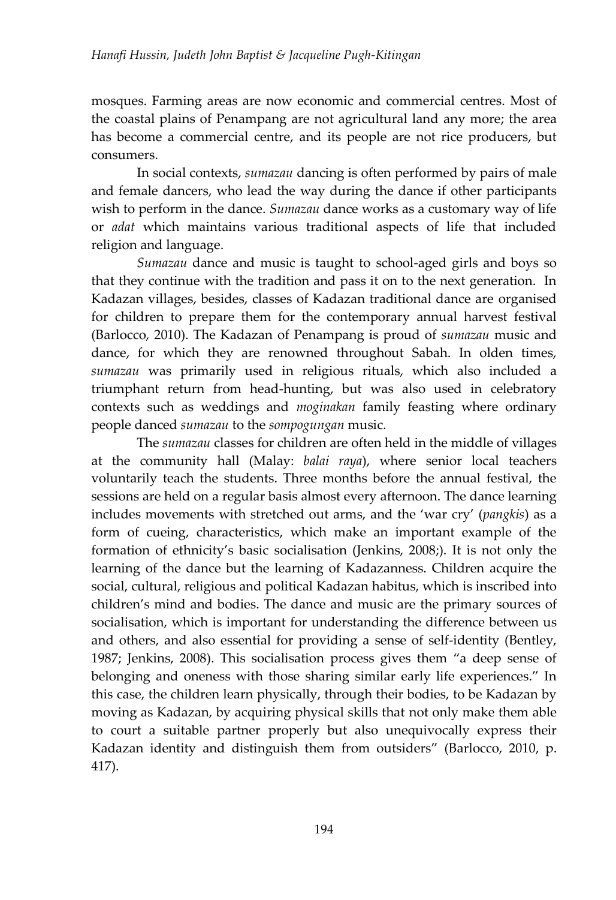mosques. Farming areas are now economic and commercial centres. Most of the coastal plains of Penampang are not agricultural land any more; the area has become a commercial centre, and its people are not rice producers, but consumers.

In social contexts, *sumazau* dancing is often performed by pairs of male and female dancers, who lead the way during the dance if other participants wish to perform in the dance. *Sumazau* dance works as a customary way of life or *adat* which maintains various traditional aspects of life that included religion and language.

*Sumazau* dance and music is taught to school-aged girls and boys so that they continue with the tradition and pass it on to the next generation. In Kadazan villages, besides, classes of Kadazan traditional dance are organised for children to prepare them for the contemporary annual harvest festival (Barlocco, 2010). The Kadazan of Penampang is proud of *sumazau* music and dance, for which they are renowned throughout Sabah. In olden times, *sumazau* was primarily used in religious rituals, which also included a triumphant return from head-hunting, but was also used in celebratory contexts such as weddings and *moginakan* family feasting where ordinary people danced *sumazau* to the *sompogungan* music.

The *sumazau* classes for children are often held in the middle of villages at the community hall (Malay: *balai raya*), where senior local teachers voluntarily teach the students. Three months before the annual festival, the sessions are held on a regular basis almost every afternoon. The dance learning includes movements with stretched out arms, and the 'war cry' (*pangkis*) as a form of cueing, characteristics, which make an important example of the formation of ethnicity's basic socialisation (Jenkins, 2008;). It is not only the learning of the dance but the learning of Kadazanness. Children acquire the social, cultural, religious and political Kadazan habitus, which is inscribed into children's mind and bodies. The dance and music are the primary sources of socialisation, which is important for understanding the difference between us and others, and also essential for providing a sense of self-identity (Bentley, 1987; Jenkins, 2008). This socialisation process gives them "a deep sense of belonging and oneness with those sharing similar early life experiences." In this case, the children learn physically, through their bodies, to be Kadazan by moving as Kadazan, by acquiring physical skills that not only make them able to court a suitable partner properly but also unequivocally express their Kadazan identity and distinguish them from outsiders" (Barlocco, 2010, p. 417).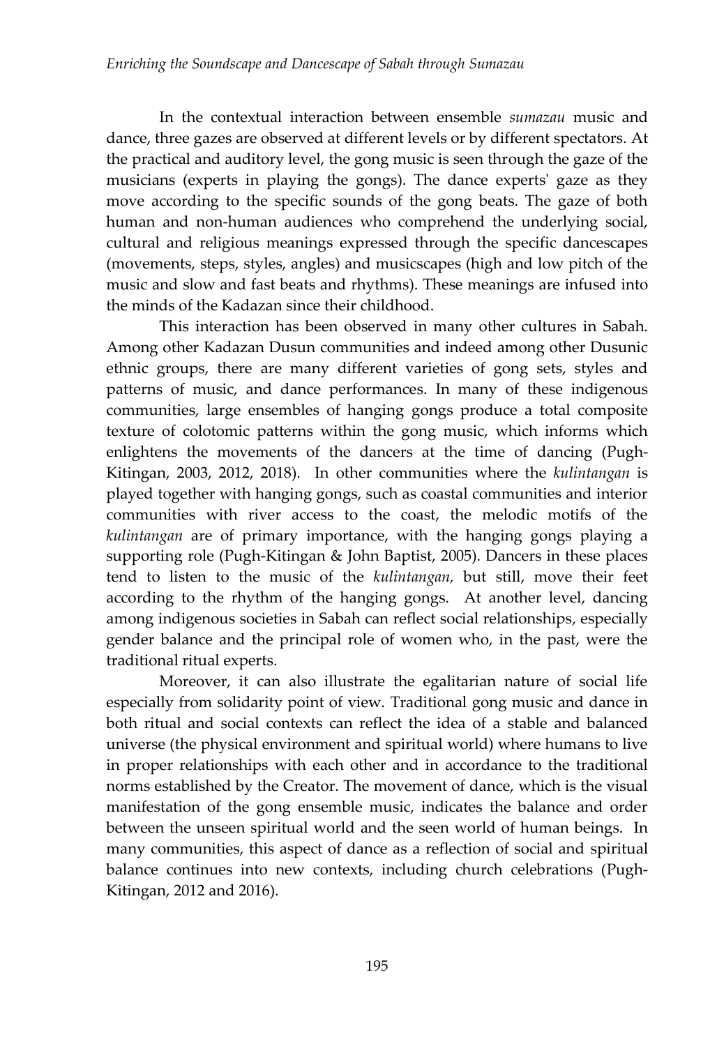In the contextual interaction between ensemble *sumazau* music and dance, three gazes are observed at different levels or by different spectators. At the practical and auditory level, the gong music is seen through the gaze of the musicians (experts in playing the gongs). The dance experts' gaze as they move according to the specific sounds of the gong beats. The gaze of both human and non-human audiences who comprehend the underlying social, cultural and religious meanings expressed through the specific dancescapes (movements, steps, styles, angles) and musicscapes (high and low pitch of the music and slow and fast beats and rhythms). These meanings are infused into the minds of the Kadazan since their childhood.

This interaction has been observed in many other cultures in Sabah. Among other Kadazan Dusun communities and indeed among other Dusunic ethnic groups, there are many different varieties of gong sets, styles and patterns of music, and dance performances. In many of these indigenous communities, large ensembles of hanging gongs produce a total composite texture of colotomic patterns within the gong music, which informs which enlightens the movements of the dancers at the time of dancing (Pugh-Kitingan, 2003, 2012, 2018). In other communities where the *kulintangan* is played together with hanging gongs, such as coastal communities and interior communities with river access to the coast, the melodic motifs of the *kulintangan* are of primary importance, with the hanging gongs playing a supporting role (Pugh-Kitingan & John Baptist, 2005). Dancers in these places tend to listen to the music of the *kulintangan,* but still, move their feet according to the rhythm of the hanging gongs. At another level, dancing among indigenous societies in Sabah can reflect social relationships, especially gender balance and the principal role of women who, in the past, were the traditional ritual experts.

Moreover, it can also illustrate the egalitarian nature of social life especially from solidarity point of view. Traditional gong music and dance in both ritual and social contexts can reflect the idea of a stable and balanced universe (the physical environment and spiritual world) where humans to live in proper relationships with each other and in accordance to the traditional norms established by the Creator. The movement of dance, which is the visual manifestation of the gong ensemble music, indicates the balance and order between the unseen spiritual world and the seen world of human beings. In many communities, this aspect of dance as a reflection of social and spiritual balance continues into new contexts, including church celebrations (Pugh-Kitingan, 2012 and 2016).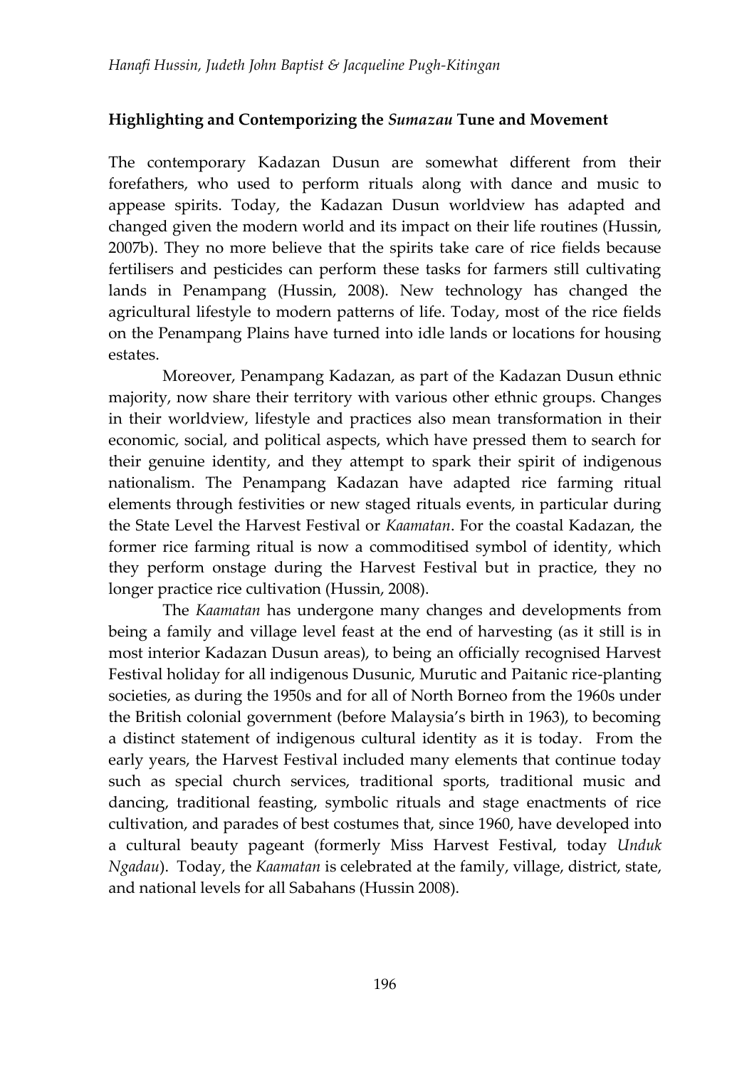## Highlighting and Contemporizing the *Sumazau* Tune and Movement

The contemporary Kadazan Dusun are somewhat different from their forefathers, who used to perform rituals along with dance and music to appease spirits. Today, the Kadazan Dusun worldview has adapted and changed given the modern world and its impact on their life routines (Hussin, 2007b). They no more believe that the spirits take care of rice fields because fertilisers and pesticides can perform these tasks for farmers still cultivating lands in Penampang (Hussin, 2008). New technology has changed the agricultural lifestyle to modern patterns of life. Today, most of the rice fields on the Penampang Plains have turned into idle lands or locations for housing estates.

Moreover, Penampang Kadazan, as part of the Kadazan Dusun ethnic majority, now share their territory with various other ethnic groups. Changes in their worldview, lifestyle and practices also mean transformation in their economic, social, and political aspects, which have pressed them to search for their genuine identity, and they attempt to spark their spirit of indigenous nationalism. The Penampang Kadazan have adapted rice farming ritual elements through festivities or new staged rituals events, in particular during the State Level the Harvest Festival or *Kaamatan*. For the coastal Kadazan, the former rice farming ritual is now a commoditised symbol of identity, which they perform onstage during the Harvest Festival but in practice, they no longer practice rice cultivation (Hussin, 2008).

The *Kaamatan* has undergone many changes and developments from being a family and village level feast at the end of harvesting (as it still is in most interior Kadazan Dusun areas), to being an officially recognised Harvest Festival holiday for all indigenous Dusunic, Murutic and Paitanic rice-planting societies, as during the 1950s and for all of North Borneo from the 1960s under the British colonial government (before Malaysia's birth in 1963), to becoming a distinct statement of indigenous cultural identity as it is today. From the early years, the Harvest Festival included many elements that continue today such as special church services, traditional sports, traditional music and dancing, traditional feasting, symbolic rituals and stage enactments of rice cultivation, and parades of best costumes that, since 1960, have developed into a cultural beauty pageant (formerly Miss Harvest Festival, today *Unduk Ngadau*). Today, the *Kaamatan* is celebrated at the family, village, district, state, and national levels for all Sabahans (Hussin 2008).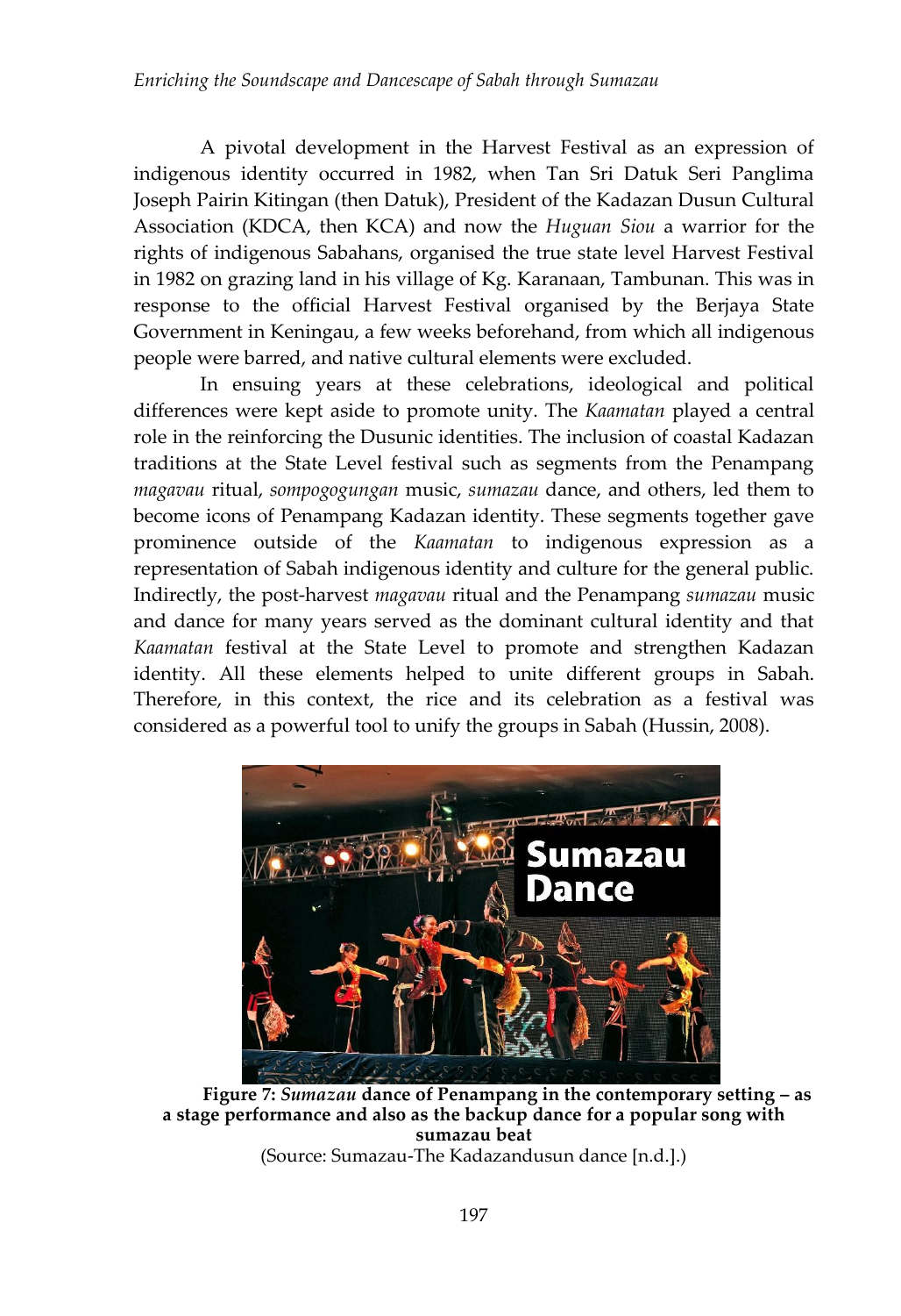A pivotal development in the Harvest Festival as an expression of indigenous identity occurred in 1982, when Tan Sri Datuk Seri Panglima Joseph Pairin Kitingan (then Datuk), President of the Kadazan Dusun Cultural Association (KDCA, then KCA) and now the *Huguan Siou* a warrior for the rights of indigenous Sabahans, organised the true state level Harvest Festival in 1982 on grazing land in his village of Kg. Karanaan, Tambunan. This was in response to the official Harvest Festival organised by the Berjaya State Government in Keningau, a few weeks beforehand, from which all indigenous people were barred, and native cultural elements were excluded.

In ensuing years at these celebrations, ideological and political differences were kept aside to promote unity. The *Kaamatan* played a central role in the reinforcing the Dusunic identities. The inclusion of coastal Kadazan traditions at the State Level festival such as segments from the Penampang *magavau* ritual, *sompogogungan* music, *sumazau* dance, and others, led them to become icons of Penampang Kadazan identity. These segments together gave prominence outside of the *Kaamatan* to indigenous expression as a representation of Sabah indigenous identity and culture for the general public. Indirectly, the post-harvest *magavau* ritual and the Penampang *sumazau* music and dance for many years served as the dominant cultural identity and that *Kaamatan* festival at the State Level to promote and strengthen Kadazan identity. All these elements helped to unite different groups in Sabah. Therefore, in this context, the rice and its celebration as a festival was considered as a powerful tool to unify the groups in Sabah (Hussin, 2008).

**Figure 7:** ***Sumazau*** **dance of Penampang in the contemporary setting – as a stage performance and also as the backup dance for a popular song with sumazau beat**
(Source: Sumazau-The Kadazandusun dance [n.d.].)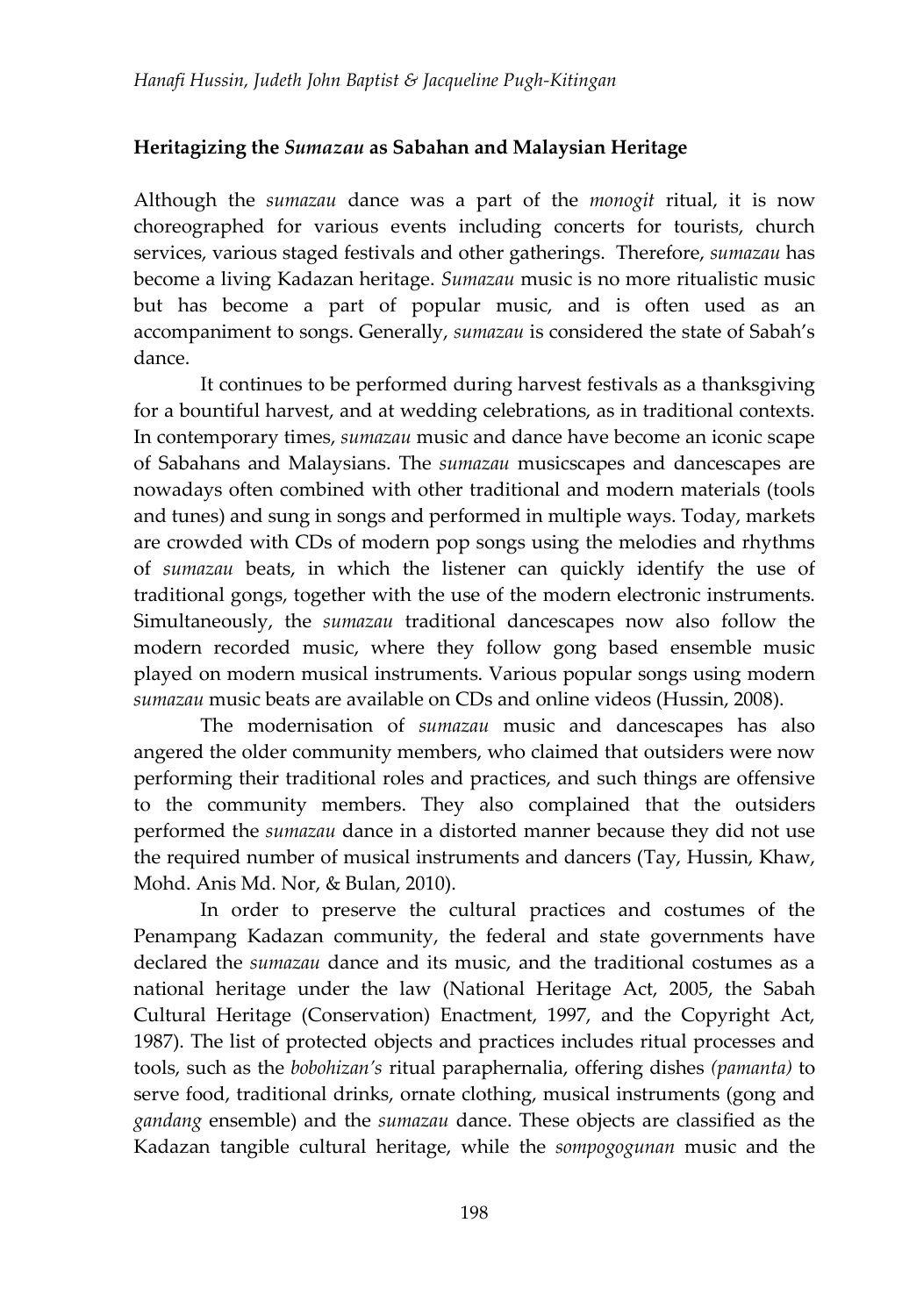**Heritagizing the *Sumazau* as Sabahan and Malaysian Heritage**

Although the *sumazau* dance was a part of the *monogit* ritual, it is now choreographed for various events including concerts for tourists, church services, various staged festivals and other gatherings. Therefore, *sumazau* has become a living Kadazan heritage. *Sumazau* music is no more ritualistic music but has become a part of popular music, and is often used as an accompaniment to songs. Generally, *sumazau* is considered the state of Sabah's dance.

It continues to be performed during harvest festivals as a thanksgiving for a bountiful harvest, and at wedding celebrations, as in traditional contexts. In contemporary times, *sumazau* music and dance have become an iconic scape of Sabahans and Malaysians. The *sumazau* musicscapes and dancescapes are nowadays often combined with other traditional and modern materials (tools and tunes) and sung in songs and performed in multiple ways. Today, markets are crowded with CDs of modern pop songs using the melodies and rhythms of *sumazau* beats, in which the listener can quickly identify the use of traditional gongs, together with the use of the modern electronic instruments. Simultaneously, the *sumazau* traditional dancescapes now also follow the modern recorded music, where they follow gong based ensemble music played on modern musical instruments. Various popular songs using modern *sumazau* music beats are available on CDs and online videos (Hussin, 2008).

The modernisation of *sumazau* music and dancescapes has also angered the older community members, who claimed that outsiders were now performing their traditional roles and practices, and such things are offensive to the community members. They also complained that the outsiders performed the *sumazau* dance in a distorted manner because they did not use the required number of musical instruments and dancers (Tay, Hussin, Khaw, Mohd. Anis Md. Nor, & Bulan, 2010).

In order to preserve the cultural practices and costumes of the Penampang Kadazan community, the federal and state governments have declared the *sumazau* dance and its music, and the traditional costumes as a national heritage under the law (National Heritage Act, 2005, the Sabah Cultural Heritage (Conservation) Enactment, 1997, and the Copyright Act, 1987). The list of protected objects and practices includes ritual processes and tools, such as the *bobohizan's* ritual paraphernalia, offering dishes *(pamanta)* to serve food, traditional drinks, ornate clothing, musical instruments (gong and *gandang* ensemble) and the *sumazau* dance. These objects are classified as the Kadazan tangible cultural heritage, while the *sompogogunan* music and the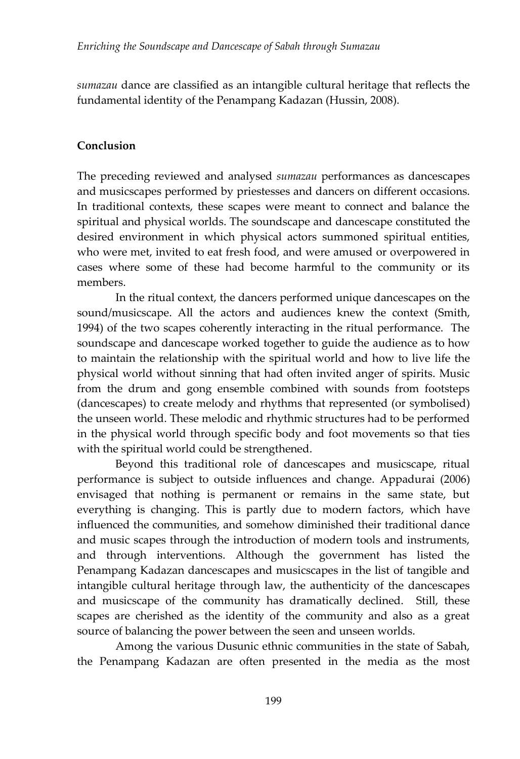*sumazau* dance are classified as an intangible cultural heritage that reflects the fundamental identity of the Penampang Kadazan (Hussin, 2008).

## Conclusion

The preceding reviewed and analysed *sumazau* performances as dancescapes and musicscapes performed by priestesses and dancers on different occasions. In traditional contexts, these scapes were meant to connect and balance the spiritual and physical worlds. The soundscape and dancescape constituted the desired environment in which physical actors summoned spiritual entities, who were met, invited to eat fresh food, and were amused or overpowered in cases where some of these had become harmful to the community or its members.

In the ritual context, the dancers performed unique dancescapes on the sound/musicscape. All the actors and audiences knew the context (Smith, 1994) of the two scapes coherently interacting in the ritual performance. The soundscape and dancescape worked together to guide the audience as to how to maintain the relationship with the spiritual world and how to live life the physical world without sinning that had often invited anger of spirits. Music from the drum and gong ensemble combined with sounds from footsteps (dancescapes) to create melody and rhythms that represented (or symbolised) the unseen world. These melodic and rhythmic structures had to be performed in the physical world through specific body and foot movements so that ties with the spiritual world could be strengthened.

Beyond this traditional role of dancescapes and musicscape, ritual performance is subject to outside influences and change. Appadurai (2006) envisaged that nothing is permanent or remains in the same state, but everything is changing. This is partly due to modern factors, which have influenced the communities, and somehow diminished their traditional dance and music scapes through the introduction of modern tools and instruments, and through interventions. Although the government has listed the Penampang Kadazan dancescapes and musicscapes in the list of tangible and intangible cultural heritage through law, the authenticity of the dancescapes and musicscape of the community has dramatically declined. Still, these scapes are cherished as the identity of the community and also as a great source of balancing the power between the seen and unseen worlds.

Among the various Dusunic ethnic communities in the state of Sabah, the Penampang Kadazan are often presented in the media as the most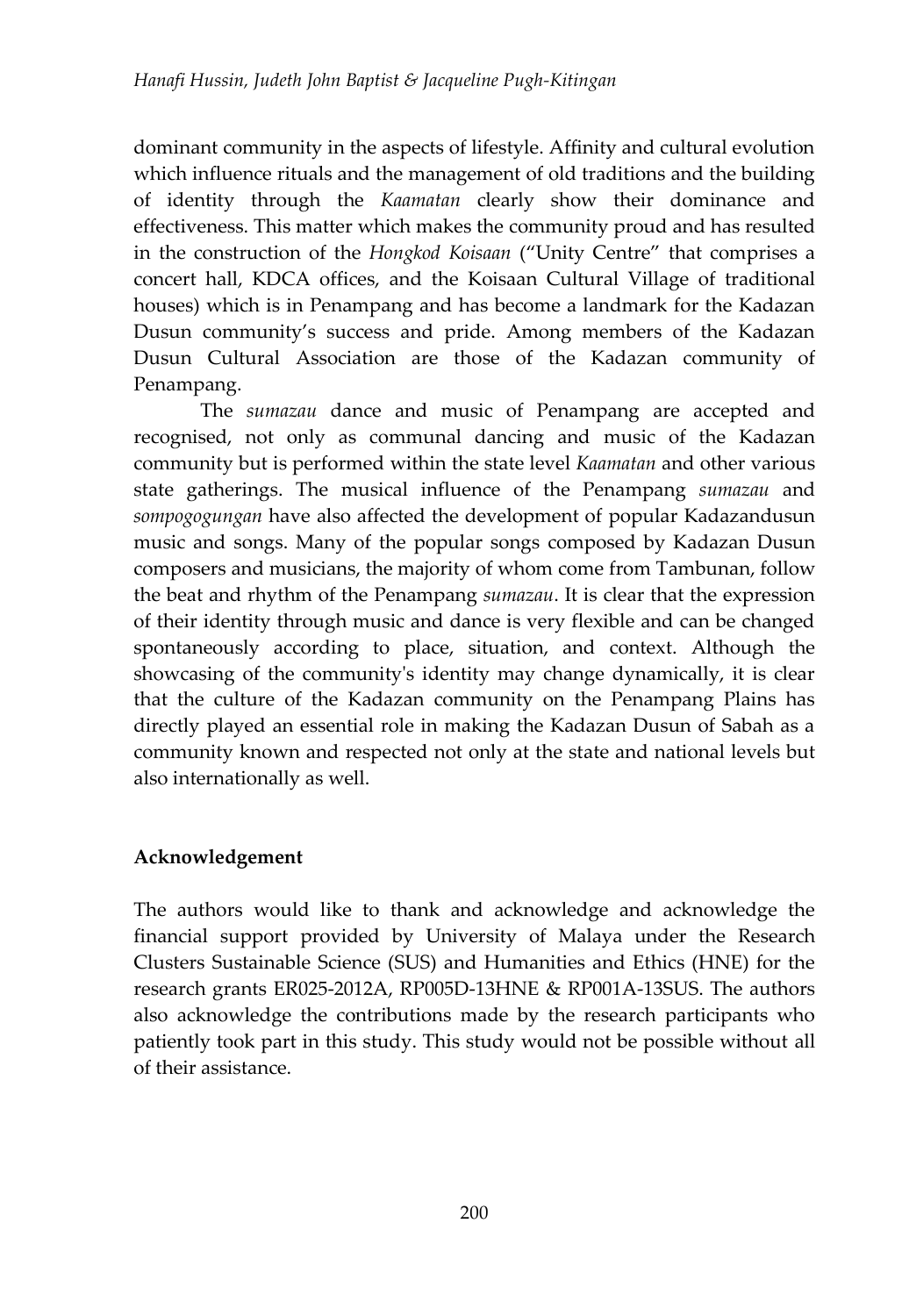dominant community in the aspects of lifestyle. Affinity and cultural evolution which influence rituals and the management of old traditions and the building of identity through the *Kaamatan* clearly show their dominance and effectiveness. This matter which makes the community proud and has resulted in the construction of the *Hongkod Koisaan* ("Unity Centre" that comprises a concert hall, KDCA offices, and the Koisaan Cultural Village of traditional houses) which is in Penampang and has become a landmark for the Kadazan Dusun community's success and pride. Among members of the Kadazan Dusun Cultural Association are those of the Kadazan community of Penampang.

The *sumazau* dance and music of Penampang are accepted and recognised, not only as communal dancing and music of the Kadazan community but is performed within the state level *Kaamatan* and other various state gatherings. The musical influence of the Penampang *sumazau* and *sompogogungan* have also affected the development of popular Kadazandusun music and songs. Many of the popular songs composed by Kadazan Dusun composers and musicians, the majority of whom come from Tambunan, follow the beat and rhythm of the Penampang *sumazau*. It is clear that the expression of their identity through music and dance is very flexible and can be changed spontaneously according to place, situation, and context. Although the showcasing of the community's identity may change dynamically, it is clear that the culture of the Kadazan community on the Penampang Plains has directly played an essential role in making the Kadazan Dusun of Sabah as a community known and respected not only at the state and national levels but also internationally as well.

## Acknowledgement

The authors would like to thank and acknowledge and acknowledge the financial support provided by University of Malaya under the Research Clusters Sustainable Science (SUS) and Humanities and Ethics (HNE) for the research grants ER025-2012A, RP005D-13HNE & RP001A-13SUS. The authors also acknowledge the contributions made by the research participants who patiently took part in this study. This study would not be possible without all of their assistance.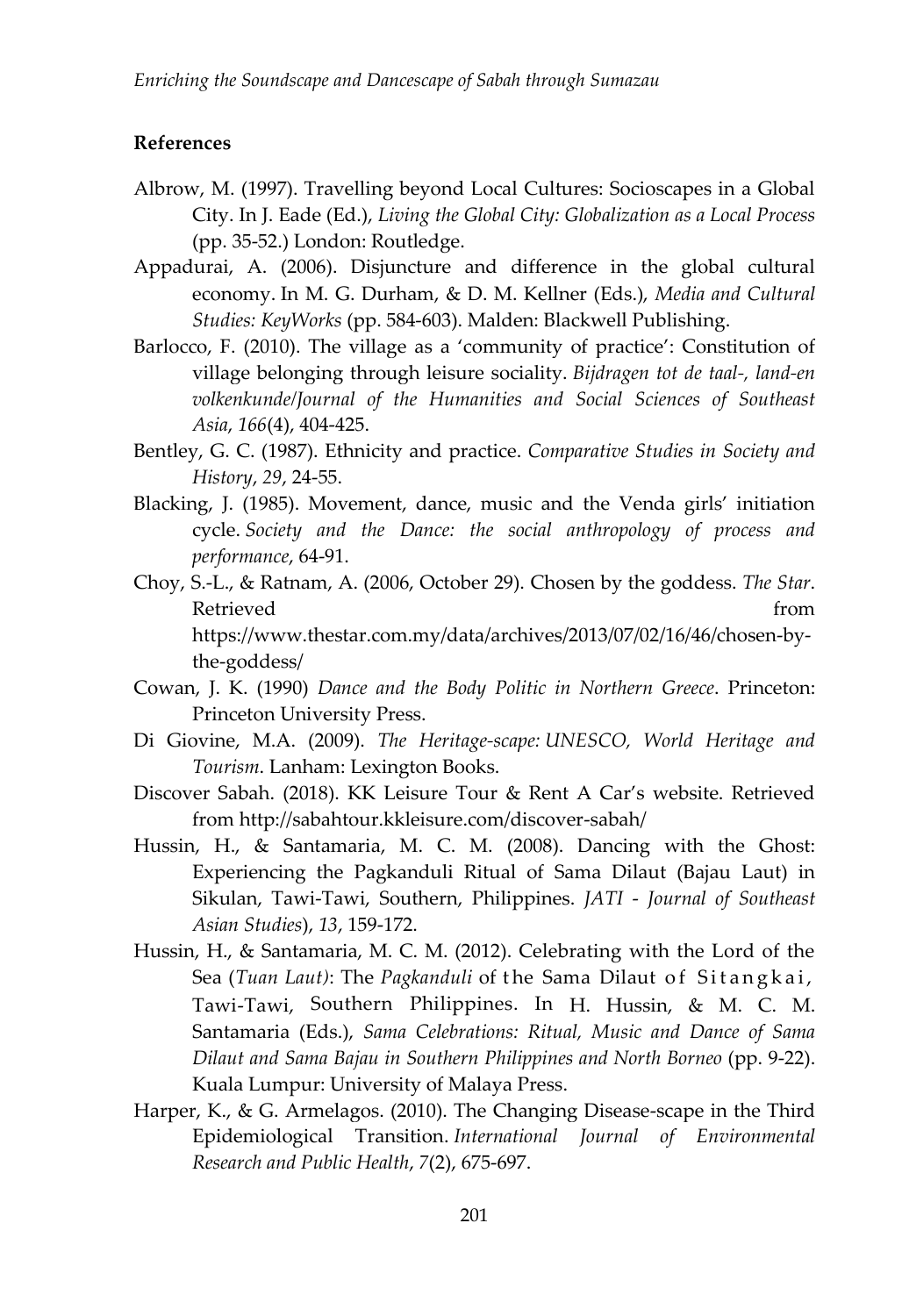## References

Albrow, M. (1997). Travelling beyond Local Cultures: Socioscapes in a Global City. In J. Eade (Ed.), *Living the Global City: Globalization as a Local Process* (pp. 35-52.) London: Routledge.

Appadurai, A. (2006). Disjuncture and difference in the global cultural economy. In M. G. Durham, & D. M. Kellner (Eds.), *Media and Cultural Studies: KeyWorks* (pp. 584-603). Malden: Blackwell Publishing.

Barlocco, F. (2010). The village as a 'community of practice': Constitution of village belonging through leisure sociality. *Bijdragen tot de taal-, land-en volkenkunde/Journal of the Humanities and Social Sciences of Southeast Asia*, *166*(4), 404-425.

Bentley, G. C. (1987). Ethnicity and practice. *Comparative Studies in Society and History*, *29*, 24-55.

Blacking, J. (1985). Movement, dance, music and the Venda girls' initiation cycle. *Society and the Dance: the social anthropology of process and performance*, 64-91.

Choy, S.-L., & Ratnam, A. (2006, October 29). Chosen by the goddess. *The Star*. Retrieved from https://www.thestar.com.my/data/archives/2013/07/02/16/46/chosen-by-the-goddess/

Cowan, J. K. (1990) *Dance and the Body Politic in Northern Greece*. Princeton: Princeton University Press.

Di Giovine, M.A. (2009). *The Heritage-scape: UNESCO, World Heritage and Tourism*. Lanham: Lexington Books.

Discover Sabah. (2018). KK Leisure Tour & Rent A Car's website. Retrieved from http://sabahtour.kkleisure.com/discover-sabah/

Hussin, H., & Santamaria, M. C. M. (2008). Dancing with the Ghost: Experiencing the Pagkanduli Ritual of Sama Dilaut (Bajau Laut) in Sikulan, Tawi-Tawi, Southern, Philippines. *JATI - Journal of Southeast Asian Studies*), *13*, 159-172.

Hussin, H., & Santamaria, M. C. M. (2012). Celebrating with the Lord of the Sea (*Tuan Laut)*: The *Pagkanduli* of the Sama Dilaut of Sitangkai, Tawi-Tawi, Southern Philippines. In H. Hussin, & M. C. M. Santamaria (Eds.), *Sama Celebrations: Ritual, Music and Dance of Sama Dilaut and Sama Bajau in Southern Philippines and North Borneo* (pp. 9-22). Kuala Lumpur: University of Malaya Press.

Harper, K., & G. Armelagos. (2010). The Changing Disease-scape in the Third Epidemiological Transition. *International Journal of Environmental Research and Public Health*, *7*(2), 675-697.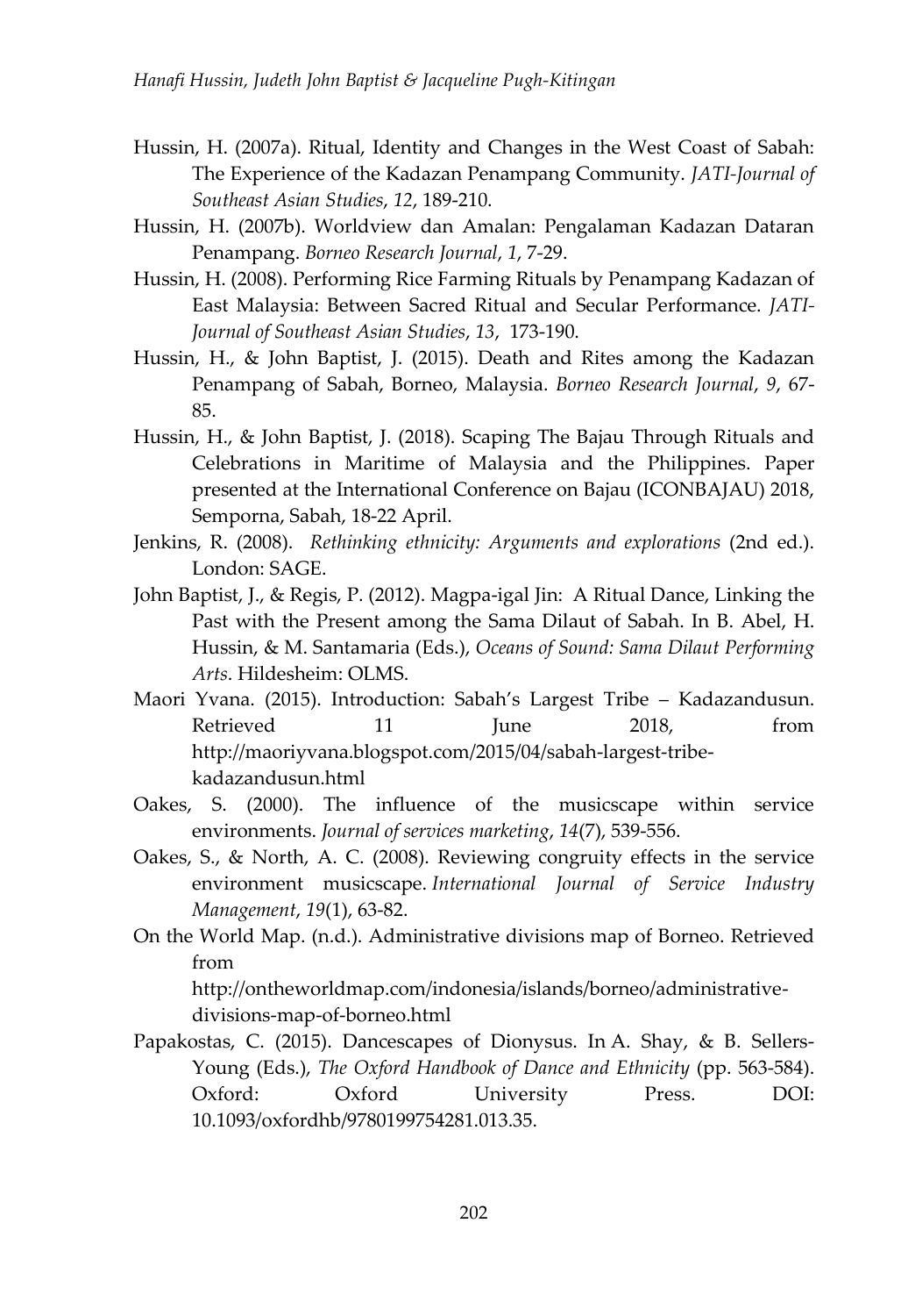Hussin, H. (2007a). Ritual, Identity and Changes in the West Coast of Sabah: The Experience of the Kadazan Penampang Community. *JATI-Journal of Southeast Asian Studies*, *12*, 189-210.

Hussin, H. (2007b). Worldview dan Amalan: Pengalaman Kadazan Dataran Penampang. *Borneo Research Journal*, *1*, 7-29.

Hussin, H. (2008). Performing Rice Farming Rituals by Penampang Kadazan of East Malaysia: Between Sacred Ritual and Secular Performance. *JATI-Journal of Southeast Asian Studies*, *13*, 173-190.

Hussin, H., & John Baptist, J. (2015). Death and Rites among the Kadazan Penampang of Sabah, Borneo, Malaysia. *Borneo Research Journal*, *9*, 67-85.

Hussin, H., & John Baptist, J. (2018). Scaping The Bajau Through Rituals and Celebrations in Maritime of Malaysia and the Philippines. Paper presented at the International Conference on Bajau (ICONBAJAU) 2018, Semporna, Sabah, 18-22 April.

Jenkins, R. (2008). *Rethinking ethnicity: Arguments and explorations* (2nd ed.). London: SAGE.

John Baptist, J., & Regis, P. (2012). Magpa-igal Jin: A Ritual Dance, Linking the Past with the Present among the Sama Dilaut of Sabah. In B. Abel, H. Hussin, & M. Santamaria (Eds.), *Oceans of Sound: Sama Dilaut Performing Arts*. Hildesheim: OLMS.

Maori Yvana. (2015). Introduction: Sabah's Largest Tribe – Kadazandusun. Retrieved 11 June 2018, from http://maoriyvana.blogspot.com/2015/04/sabah-largest-tribe-kadazandusun.html

Oakes, S. (2000). The influence of the musicscape within service environments. *Journal of services marketing*, *14*(7), 539-556.

Oakes, S., & North, A. C. (2008). Reviewing congruity effects in the service environment musicscape. *International Journal of Service Industry Management*, *19*(1), 63-82.

On the World Map. (n.d.). Administrative divisions map of Borneo. Retrieved from http://ontheworldmap.com/indonesia/islands/borneo/administrative-divisions-map-of-borneo.html

Papakostas, C. (2015). Dancescapes of Dionysus. In A. Shay, & B. Sellers-Young (Eds.), *The Oxford Handbook of Dance and Ethnicity* (pp. 563-584). Oxford: Oxford University Press. DOI: 10.1093/oxfordhb/9780199754281.013.35.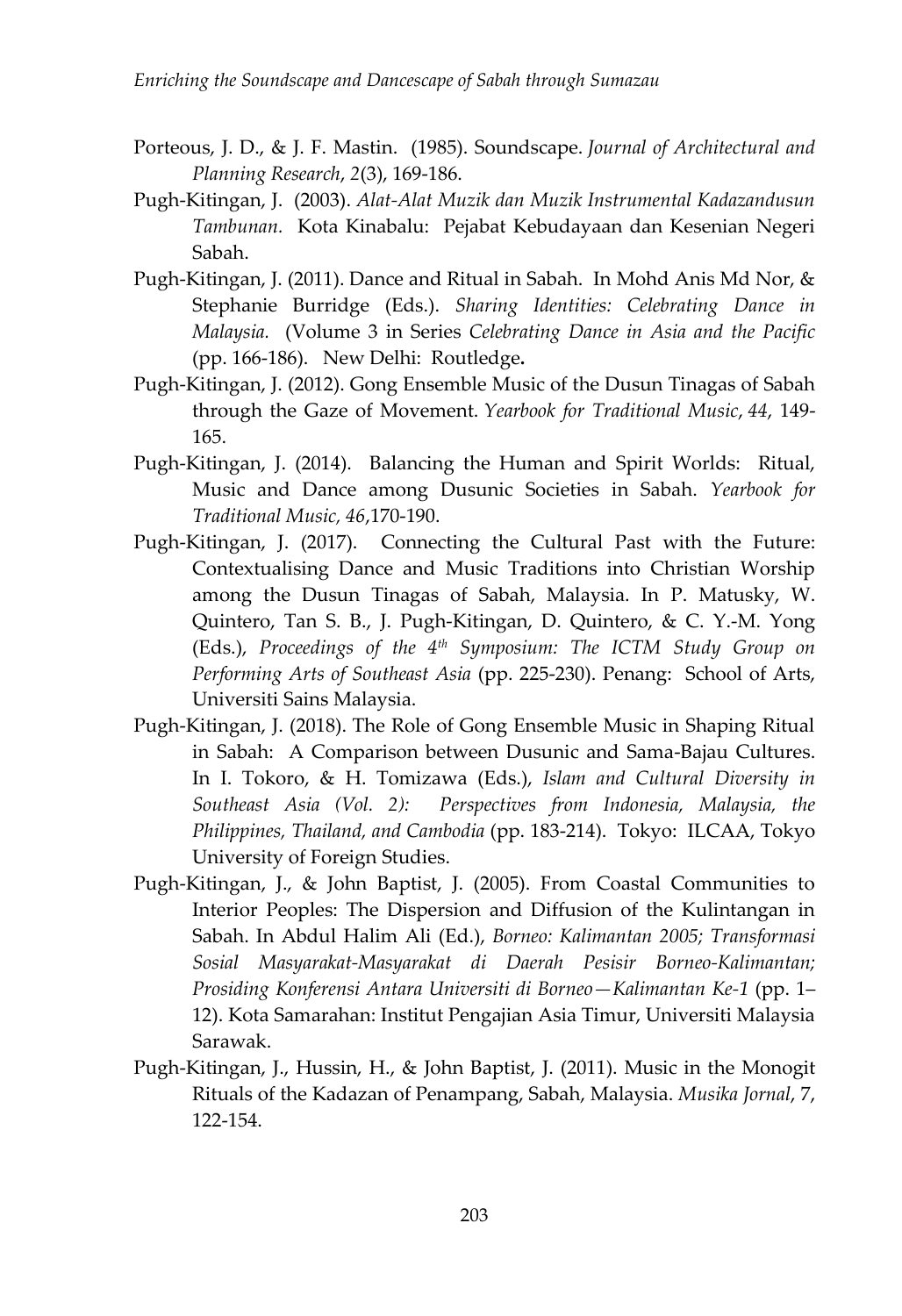Porteous, J. D., & J. F. Mastin. (1985). Soundscape. *Journal of Architectural and Planning Research*, *2*(3), 169-186.

Pugh-Kitingan, J. (2003). *Alat-Alat Muzik dan Muzik Instrumental Kadazandusun Tambunan*. Kota Kinabalu: Pejabat Kebudayaan dan Kesenian Negeri Sabah.

Pugh-Kitingan, J. (2011). Dance and Ritual in Sabah. In Mohd Anis Md Nor, & Stephanie Burridge (Eds.). *Sharing Identities: Celebrating Dance in Malaysia*. (Volume 3 in Series *Celebrating Dance in Asia and the Pacific* (pp. 166-186). New Delhi: Routledge**.**

Pugh-Kitingan, J. (2012). Gong Ensemble Music of the Dusun Tinagas of Sabah through the Gaze of Movement. *Yearbook for Traditional Music*, *44*, 149-165.

Pugh-Kitingan, J. (2014). Balancing the Human and Spirit Worlds: Ritual, Music and Dance among Dusunic Societies in Sabah. *Yearbook for Traditional Music, 46*,170-190.

Pugh-Kitingan, J. (2017). Connecting the Cultural Past with the Future: Contextualising Dance and Music Traditions into Christian Worship among the Dusun Tinagas of Sabah, Malaysia. In P. Matusky, W. Quintero, Tan S. B., J. Pugh-Kitingan, D. Quintero, & C. Y.-M. Yong (Eds.), *Proceedings of the 4th Symposium: The ICTM Study Group on Performing Arts of Southeast Asia* (pp. 225-230). Penang: School of Arts, Universiti Sains Malaysia.

Pugh-Kitingan, J. (2018). The Role of Gong Ensemble Music in Shaping Ritual in Sabah: A Comparison between Dusunic and Sama-Bajau Cultures. In I. Tokoro, & H. Tomizawa (Eds.), *Islam and Cultural Diversity in Southeast Asia (Vol. 2): Perspectives from Indonesia, Malaysia, the Philippines, Thailand, and Cambodia* (pp. 183-214). Tokyo: ILCAA, Tokyo University of Foreign Studies.

Pugh-Kitingan, J., & John Baptist, J. (2005). From Coastal Communities to Interior Peoples: The Dispersion and Diffusion of the Kulintangan in Sabah. In Abdul Halim Ali (Ed.), *Borneo: Kalimantan 2005; Transformasi Sosial Masyarakat-Masyarakat di Daerah Pesisir Borneo-Kalimantan; Prosiding Konferensi Antara Universiti di Borneo—Kalimantan Ke-1* (pp. 1–12). Kota Samarahan: Institut Pengajian Asia Timur, Universiti Malaysia Sarawak.

Pugh-Kitingan, J., Hussin, H., & John Baptist, J. (2011). Music in the Monogit Rituals of the Kadazan of Penampang, Sabah, Malaysia. *Musika Jornal*, 7, 122-154.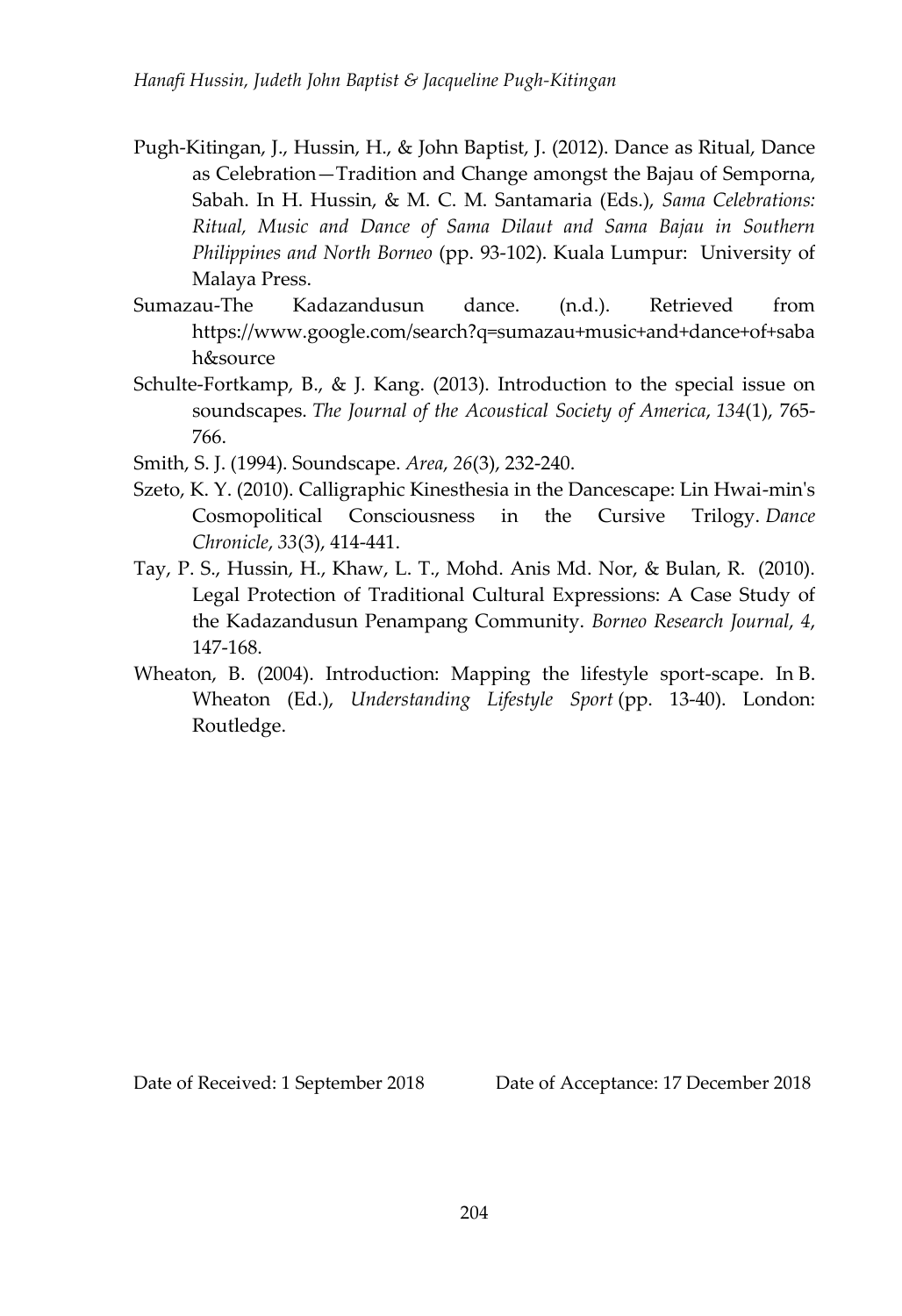Pugh-Kitingan, J., Hussin, H., & John Baptist, J. (2012). Dance as Ritual, Dance as Celebration—Tradition and Change amongst the Bajau of Semporna, Sabah. In H. Hussin, & M. C. M. Santamaria (Eds.), *Sama Celebrations: Ritual, Music and Dance of Sama Dilaut and Sama Bajau in Southern Philippines and North Borneo* (pp. 93-102). Kuala Lumpur: University of Malaya Press.

Sumazau-The Kadazandusun dance. (n.d.). Retrieved from https://www.google.com/search?q=sumazau+music+and+dance+of+sabah&source

Schulte-Fortkamp, B., & J. Kang. (2013). Introduction to the special issue on soundscapes. *The Journal of the Acoustical Society of America*, *134*(1), 765-766.

Smith, S. J. (1994). Soundscape. *Area*, *26*(3), 232-240.

Szeto, K. Y. (2010). Calligraphic Kinesthesia in the Dancescape: Lin Hwai-min's Cosmopolitical Consciousness in the Cursive Trilogy. *Dance Chronicle*, *33*(3), 414-441.

Tay, P. S., Hussin, H., Khaw, L. T., Mohd. Anis Md. Nor, & Bulan, R. (2010). Legal Protection of Traditional Cultural Expressions: A Case Study of the Kadazandusun Penampang Community. *Borneo Research Journal*, *4*, 147-168.

Wheaton, B. (2004). Introduction: Mapping the lifestyle sport-scape. In B. Wheaton (Ed.), *Understanding Lifestyle Sport* (pp. 13-40). London: Routledge.

Date of Received: 1 September 2018 Date of Acceptance: 17 December 2018